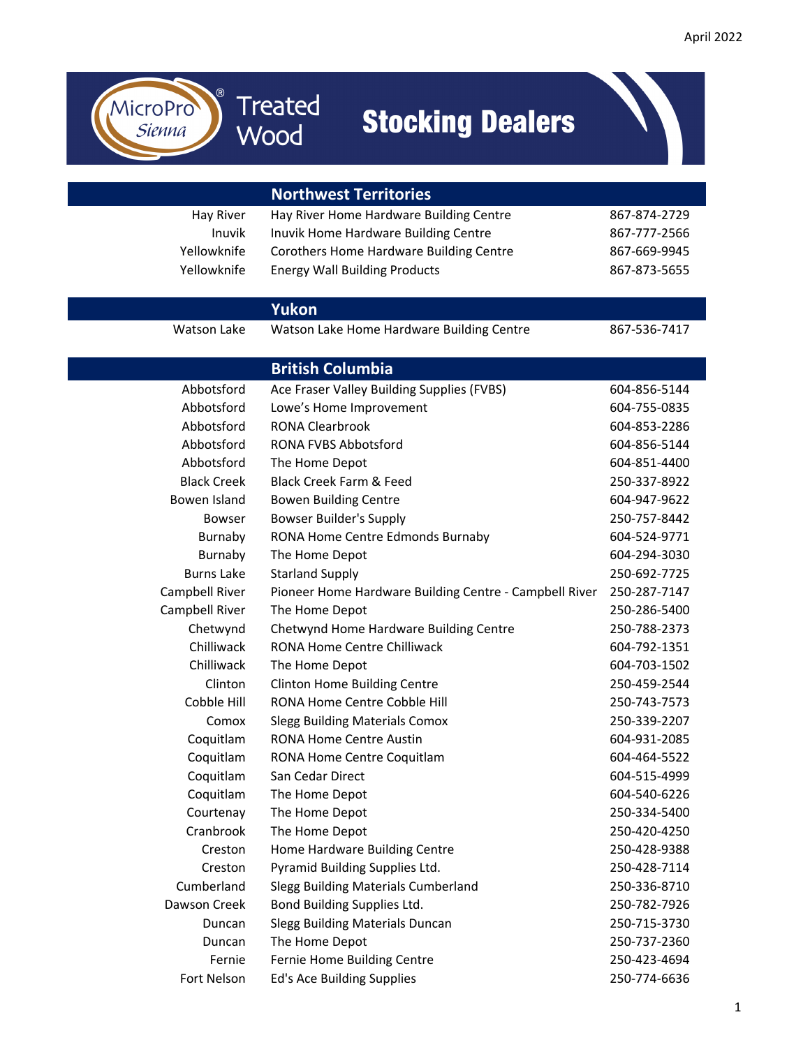April 2022

# MicroPro® Sienna Treated Wood Stocking Dealers

## Northwest Territories

| City | Dealer | Phone |
|---|---|---|
| Hay River | Hay River Home Hardware Building Centre | 867-874-2729 |
| Inuvik | Inuvik Home Hardware Building Centre | 867-777-2566 |
| Yellowknife | Corothers Home Hardware Building Centre | 867-669-9945 |
| Yellowknife | Energy Wall Building Products | 867-873-5655 |

## Yukon

| City | Dealer | Phone |
|---|---|---|
| Watson Lake | Watson Lake Home Hardware Building Centre | 867-536-7417 |

## British Columbia

| City | Dealer | Phone |
|---|---|---|
| Abbotsford | Ace Fraser Valley Building Supplies (FVBS) | 604-856-5144 |
| Abbotsford | Lowe's Home Improvement | 604-755-0835 |
| Abbotsford | RONA Clearbrook | 604-853-2286 |
| Abbotsford | RONA FVBS Abbotsford | 604-856-5144 |
| Abbotsford | The Home Depot | 604-851-4400 |
| Black Creek | Black Creek Farm & Feed | 250-337-8922 |
| Bowen Island | Bowen Building Centre | 604-947-9622 |
| Bowser | Bowser Builder's Supply | 250-757-8442 |
| Burnaby | RONA Home Centre Edmonds Burnaby | 604-524-9771 |
| Burnaby | The Home Depot | 604-294-3030 |
| Burns Lake | Starland Supply | 250-692-7725 |
| Campbell River | Pioneer Home Hardware Building Centre - Campbell River | 250-287-7147 |
| Campbell River | The Home Depot | 250-286-5400 |
| Chetwynd | Chetwynd Home Hardware Building Centre | 250-788-2373 |
| Chilliwack | RONA Home Centre Chilliwack | 604-792-1351 |
| Chilliwack | The Home Depot | 604-703-1502 |
| Clinton | Clinton Home Building Centre | 250-459-2544 |
| Cobble Hill | RONA Home Centre Cobble Hill | 250-743-7573 |
| Comox | Slegg Building Materials Comox | 250-339-2207 |
| Coquitlam | RONA Home Centre Austin | 604-931-2085 |
| Coquitlam | RONA Home Centre Coquitlam | 604-464-5522 |
| Coquitlam | San Cedar Direct | 604-515-4999 |
| Coquitlam | The Home Depot | 604-540-6226 |
| Courtenay | The Home Depot | 250-334-5400 |
| Cranbrook | The Home Depot | 250-420-4250 |
| Creston | Home Hardware Building Centre | 250-428-9388 |
| Creston | Pyramid Building Supplies Ltd. | 250-428-7114 |
| Cumberland | Slegg Building Materials Cumberland | 250-336-8710 |
| Dawson Creek | Bond Building Supplies Ltd. | 250-782-7926 |
| Duncan | Slegg Building Materials Duncan | 250-715-3730 |
| Duncan | The Home Depot | 250-737-2360 |
| Fernie | Fernie Home Building Centre | 250-423-4694 |
| Fort Nelson | Ed's Ace Building Supplies | 250-774-6636 |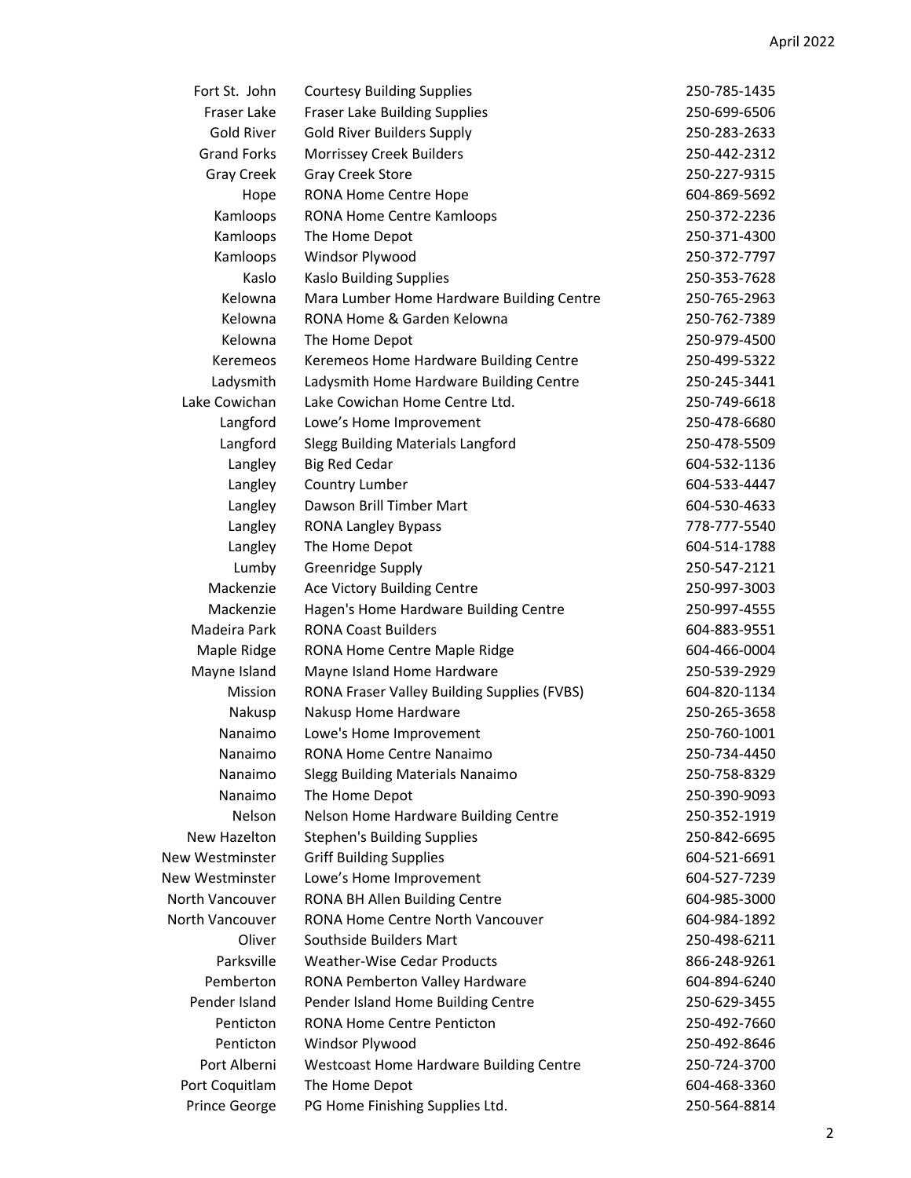| | | |
|---|---|---|
| Fort St. John | Courtesy Building Supplies | 250-785-1435 |
| Fraser Lake | Fraser Lake Building Supplies | 250-699-6506 |
| Gold River | Gold River Builders Supply | 250-283-2633 |
| Grand Forks | Morrissey Creek Builders | 250-442-2312 |
| Gray Creek | Gray Creek Store | 250-227-9315 |
| Hope | RONA Home Centre Hope | 604-869-5692 |
| Kamloops | RONA Home Centre Kamloops | 250-372-2236 |
| Kamloops | The Home Depot | 250-371-4300 |
| Kamloops | Windsor Plywood | 250-372-7797 |
| Kaslo | Kaslo Building Supplies | 250-353-7628 |
| Kelowna | Mara Lumber Home Hardware Building Centre | 250-765-2963 |
| Kelowna | RONA Home & Garden Kelowna | 250-762-7389 |
| Kelowna | The Home Depot | 250-979-4500 |
| Keremeos | Keremeos Home Hardware Building Centre | 250-499-5322 |
| Ladysmith | Ladysmith Home Hardware Building Centre | 250-245-3441 |
| Lake Cowichan | Lake Cowichan Home Centre Ltd. | 250-749-6618 |
| Langford | Lowe's Home Improvement | 250-478-6680 |
| Langford | Slegg Building Materials Langford | 250-478-5509 |
| Langley | Big Red Cedar | 604-532-1136 |
| Langley | Country Lumber | 604-533-4447 |
| Langley | Dawson Brill Timber Mart | 604-530-4633 |
| Langley | RONA Langley Bypass | 778-777-5540 |
| Langley | The Home Depot | 604-514-1788 |
| Lumby | Greenridge Supply | 250-547-2121 |
| Mackenzie | Ace Victory Building Centre | 250-997-3003 |
| Mackenzie | Hagen's Home Hardware Building Centre | 250-997-4555 |
| Madeira Park | RONA Coast Builders | 604-883-9551 |
| Maple Ridge | RONA Home Centre Maple Ridge | 604-466-0004 |
| Mayne Island | Mayne Island Home Hardware | 250-539-2929 |
| Mission | RONA Fraser Valley Building Supplies (FVBS) | 604-820-1134 |
| Nakusp | Nakusp Home Hardware | 250-265-3658 |
| Nanaimo | Lowe's Home Improvement | 250-760-1001 |
| Nanaimo | RONA Home Centre Nanaimo | 250-734-4450 |
| Nanaimo | Slegg Building Materials Nanaimo | 250-758-8329 |
| Nanaimo | The Home Depot | 250-390-9093 |
| Nelson | Nelson Home Hardware Building Centre | 250-352-1919 |
| New Hazelton | Stephen's Building Supplies | 250-842-6695 |
| New Westminster | Griff Building Supplies | 604-521-6691 |
| New Westminster | Lowe's Home Improvement | 604-527-7239 |
| North Vancouver | RONA BH Allen Building Centre | 604-985-3000 |
| North Vancouver | RONA Home Centre North Vancouver | 604-984-1892 |
| Oliver | Southside Builders Mart | 250-498-6211 |
| Parksville | Weather-Wise Cedar Products | 866-248-9261 |
| Pemberton | RONA Pemberton Valley Hardware | 604-894-6240 |
| Pender Island | Pender Island Home Building Centre | 250-629-3455 |
| Penticton | RONA Home Centre Penticton | 250-492-7660 |
| Penticton | Windsor Plywood | 250-492-8646 |
| Port Alberni | Westcoast Home Hardware Building Centre | 250-724-3700 |
| Port Coquitlam | The Home Depot | 604-468-3360 |
| Prince George | PG Home Finishing Supplies Ltd. | 250-564-8814 |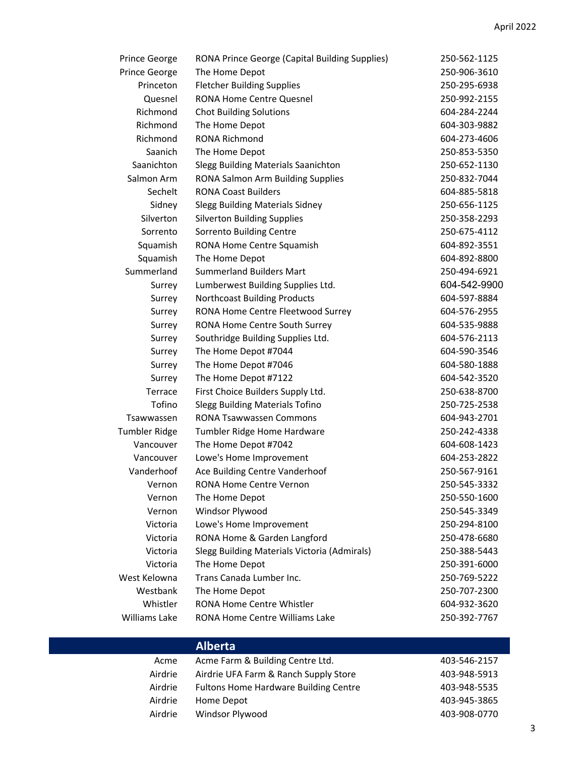| | | |
|---|---|---|
| Prince George | RONA Prince George (Capital Building Supplies) | 250-562-1125 |
| Prince George | The Home Depot | 250-906-3610 |
| Princeton | Fletcher Building Supplies | 250-295-6938 |
| Quesnel | RONA Home Centre Quesnel | 250-992-2155 |
| Richmond | Chot Building Solutions | 604-284-2244 |
| Richmond | The Home Depot | 604-303-9882 |
| Richmond | RONA Richmond | 604-273-4606 |
| Saanich | The Home Depot | 250-853-5350 |
| Saanichton | Slegg Building Materials Saanichton | 250-652-1130 |
| Salmon Arm | RONA Salmon Arm Building Supplies | 250-832-7044 |
| Sechelt | RONA Coast Builders | 604-885-5818 |
| Sidney | Slegg Building Materials Sidney | 250-656-1125 |
| Silverton | Silverton Building Supplies | 250-358-2293 |
| Sorrento | Sorrento Building Centre | 250-675-4112 |
| Squamish | RONA Home Centre Squamish | 604-892-3551 |
| Squamish | The Home Depot | 604-892-8800 |
| Summerland | Summerland Builders Mart | 250-494-6921 |
| Surrey | Lumberwest Building Supplies Ltd. | 604-542-9900 |
| Surrey | Northcoast Building Products | 604-597-8884 |
| Surrey | RONA Home Centre Fleetwood Surrey | 604-576-2955 |
| Surrey | RONA Home Centre South Surrey | 604-535-9888 |
| Surrey | Southridge Building Supplies Ltd. | 604-576-2113 |
| Surrey | The Home Depot #7044 | 604-590-3546 |
| Surrey | The Home Depot #7046 | 604-580-1888 |
| Surrey | The Home Depot #7122 | 604-542-3520 |
| Terrace | First Choice Builders Supply Ltd. | 250-638-8700 |
| Tofino | Slegg Building Materials Tofino | 250-725-2538 |
| Tsawwassen | RONA Tsawwassen Commons | 604-943-2701 |
| Tumbler Ridge | Tumbler Ridge Home Hardware | 250-242-4338 |
| Vancouver | The Home Depot #7042 | 604-608-1423 |
| Vancouver | Lowe's Home Improvement | 604-253-2822 |
| Vanderhoof | Ace Building Centre Vanderhoof | 250-567-9161 |
| Vernon | RONA Home Centre Vernon | 250-545-3332 |
| Vernon | The Home Depot | 250-550-1600 |
| Vernon | Windsor Plywood | 250-545-3349 |
| Victoria | Lowe's Home Improvement | 250-294-8100 |
| Victoria | RONA Home & Garden Langford | 250-478-6680 |
| Victoria | Slegg Building Materials Victoria (Admirals) | 250-388-5443 |
| Victoria | The Home Depot | 250-391-6000 |
| West Kelowna | Trans Canada Lumber Inc. | 250-769-5222 |
| Westbank | The Home Depot | 250-707-2300 |
| Whistler | RONA Home Centre Whistler | 604-932-3620 |
| Williams Lake | RONA Home Centre Williams Lake | 250-392-7767 |

## Alberta

| | | |
|---|---|---|
| Acme | Acme Farm & Building Centre Ltd. | 403-546-2157 |
| Airdrie | Airdrie UFA Farm & Ranch Supply Store | 403-948-5913 |
| Airdrie | Fultons Home Hardware Building Centre | 403-948-5535 |
| Airdrie | Home Depot | 403-945-3865 |
| Airdrie | Windsor Plywood | 403-908-0770 |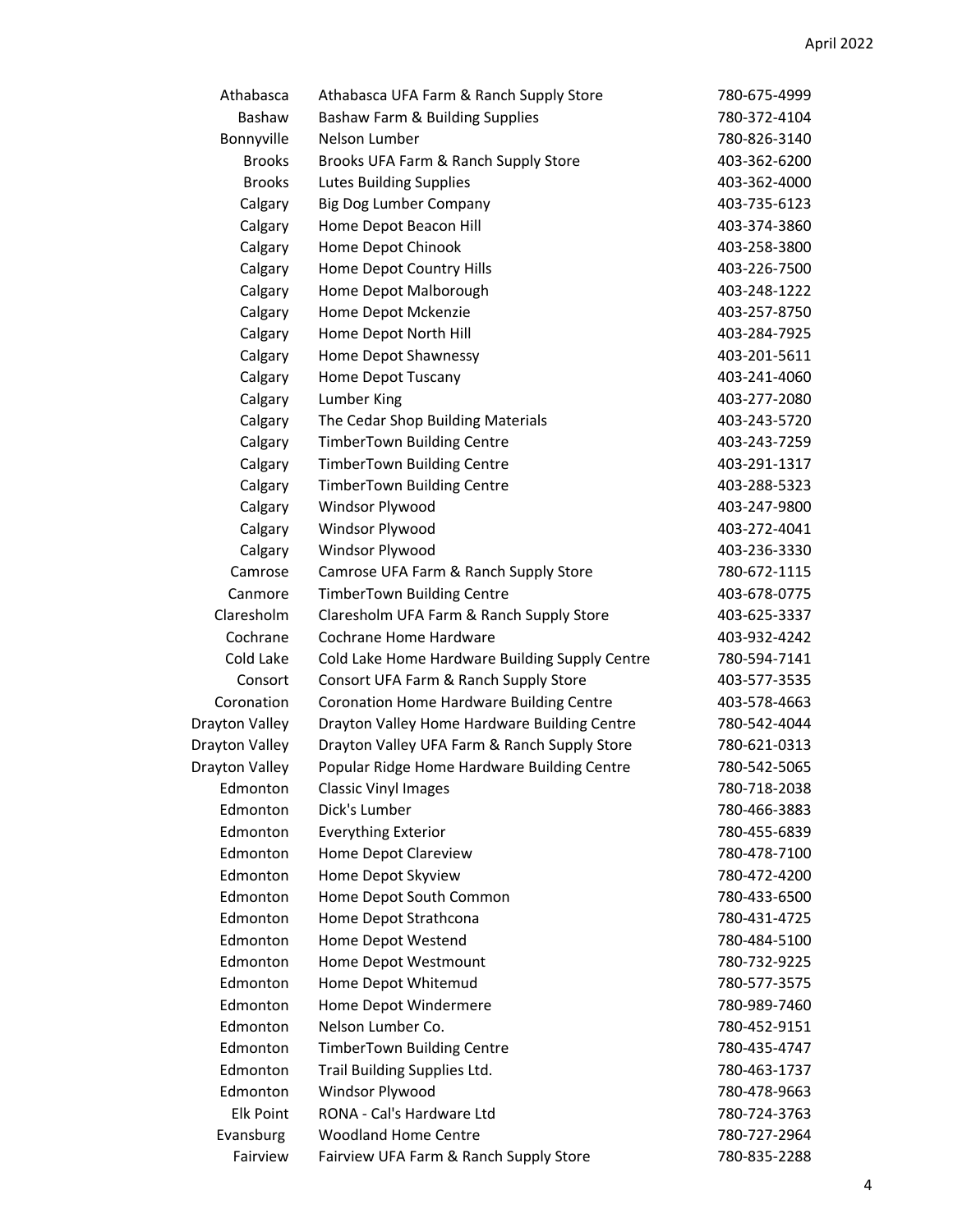| | | |
|---|---|---|
| Athabasca | Athabasca UFA Farm & Ranch Supply Store | 780-675-4999 |
| Bashaw | Bashaw Farm & Building Supplies | 780-372-4104 |
| Bonnyville | Nelson Lumber | 780-826-3140 |
| Brooks | Brooks UFA Farm & Ranch Supply Store | 403-362-6200 |
| Brooks | Lutes Building Supplies | 403-362-4000 |
| Calgary | Big Dog Lumber Company | 403-735-6123 |
| Calgary | Home Depot Beacon Hill | 403-374-3860 |
| Calgary | Home Depot Chinook | 403-258-3800 |
| Calgary | Home Depot Country Hills | 403-226-7500 |
| Calgary | Home Depot Malborough | 403-248-1222 |
| Calgary | Home Depot Mckenzie | 403-257-8750 |
| Calgary | Home Depot North Hill | 403-284-7925 |
| Calgary | Home Depot Shawnessy | 403-201-5611 |
| Calgary | Home Depot Tuscany | 403-241-4060 |
| Calgary | Lumber King | 403-277-2080 |
| Calgary | The Cedar Shop Building Materials | 403-243-5720 |
| Calgary | TimberTown Building Centre | 403-243-7259 |
| Calgary | TimberTown Building Centre | 403-291-1317 |
| Calgary | TimberTown Building Centre | 403-288-5323 |
| Calgary | Windsor Plywood | 403-247-9800 |
| Calgary | Windsor Plywood | 403-272-4041 |
| Calgary | Windsor Plywood | 403-236-3330 |
| Camrose | Camrose UFA Farm & Ranch Supply Store | 780-672-1115 |
| Canmore | TimberTown Building Centre | 403-678-0775 |
| Claresholm | Claresholm UFA Farm & Ranch Supply Store | 403-625-3337 |
| Cochrane | Cochrane Home Hardware | 403-932-4242 |
| Cold Lake | Cold Lake Home Hardware Building Supply Centre | 780-594-7141 |
| Consort | Consort UFA Farm & Ranch Supply Store | 403-577-3535 |
| Coronation | Coronation Home Hardware Building Centre | 403-578-4663 |
| Drayton Valley | Drayton Valley Home Hardware Building Centre | 780-542-4044 |
| Drayton Valley | Drayton Valley UFA Farm & Ranch Supply Store | 780-621-0313 |
| Drayton Valley | Popular Ridge Home Hardware Building Centre | 780-542-5065 |
| Edmonton | Classic Vinyl Images | 780-718-2038 |
| Edmonton | Dick's Lumber | 780-466-3883 |
| Edmonton | Everything Exterior | 780-455-6839 |
| Edmonton | Home Depot Clareview | 780-478-7100 |
| Edmonton | Home Depot Skyview | 780-472-4200 |
| Edmonton | Home Depot South Common | 780-433-6500 |
| Edmonton | Home Depot Strathcona | 780-431-4725 |
| Edmonton | Home Depot Westend | 780-484-5100 |
| Edmonton | Home Depot Westmount | 780-732-9225 |
| Edmonton | Home Depot Whitemud | 780-577-3575 |
| Edmonton | Home Depot Windermere | 780-989-7460 |
| Edmonton | Nelson Lumber Co. | 780-452-9151 |
| Edmonton | TimberTown Building Centre | 780-435-4747 |
| Edmonton | Trail Building Supplies Ltd. | 780-463-1737 |
| Edmonton | Windsor Plywood | 780-478-9663 |
| Elk Point | RONA - Cal's Hardware Ltd | 780-724-3763 |
| Evansburg | Woodland Home Centre | 780-727-2964 |
| Fairview | Fairview UFA Farm & Ranch Supply Store | 780-835-2288 |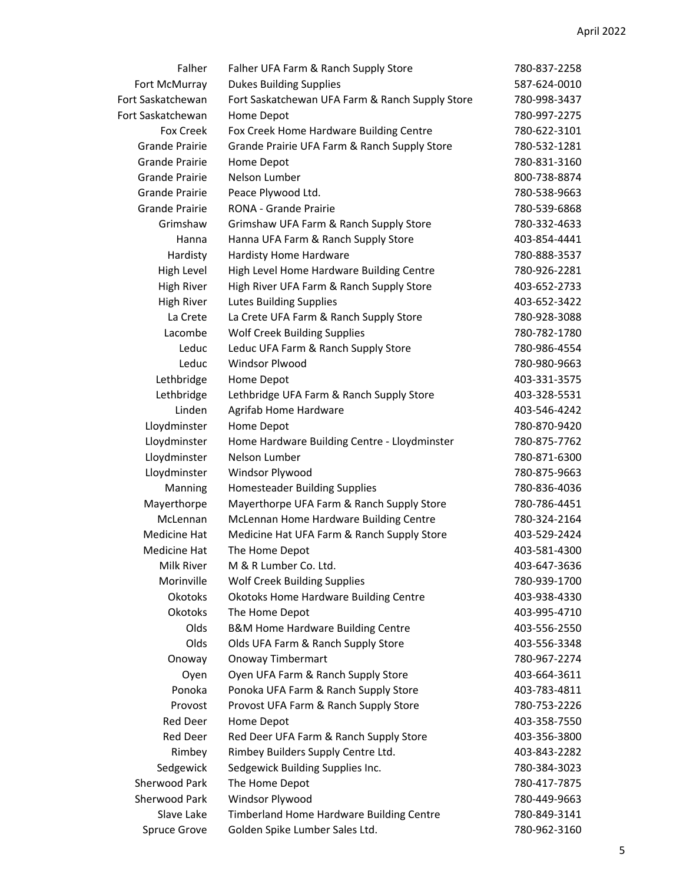| | | |
|---|---|---|
| Falher | Falher UFA Farm & Ranch Supply Store | 780-837-2258 |
| Fort McMurray | Dukes Building Supplies | 587-624-0010 |
| Fort Saskatchewan | Fort Saskatchewan UFA Farm & Ranch Supply Store | 780-998-3437 |
| Fort Saskatchewan | Home Depot | 780-997-2275 |
| Fox Creek | Fox Creek Home Hardware Building Centre | 780-622-3101 |
| Grande Prairie | Grande Prairie UFA Farm & Ranch Supply Store | 780-532-1281 |
| Grande Prairie | Home Depot | 780-831-3160 |
| Grande Prairie | Nelson Lumber | 800-738-8874 |
| Grande Prairie | Peace Plywood Ltd. | 780-538-9663 |
| Grande Prairie | RONA - Grande Prairie | 780-539-6868 |
| Grimshaw | Grimshaw UFA Farm & Ranch Supply Store | 780-332-4633 |
| Hanna | Hanna UFA Farm & Ranch Supply Store | 403-854-4441 |
| Hardisty | Hardisty Home Hardware | 780-888-3537 |
| High Level | High Level Home Hardware Building Centre | 780-926-2281 |
| High River | High River UFA Farm & Ranch Supply Store | 403-652-2733 |
| High River | Lutes Building Supplies | 403-652-3422 |
| La Crete | La Crete UFA Farm & Ranch Supply Store | 780-928-3088 |
| Lacombe | Wolf Creek Building Supplies | 780-782-1780 |
| Leduc | Leduc UFA Farm & Ranch Supply Store | 780-986-4554 |
| Leduc | Windsor Plwood | 780-980-9663 |
| Lethbridge | Home Depot | 403-331-3575 |
| Lethbridge | Lethbridge UFA Farm & Ranch Supply Store | 403-328-5531 |
| Linden | Agrifab Home Hardware | 403-546-4242 |
| Lloydminster | Home Depot | 780-870-9420 |
| Lloydminster | Home Hardware Building Centre - Lloydminster | 780-875-7762 |
| Lloydminster | Nelson Lumber | 780-871-6300 |
| Lloydminster | Windsor Plywood | 780-875-9663 |
| Manning | Homesteader Building Supplies | 780-836-4036 |
| Mayerthorpe | Mayerthorpe UFA Farm & Ranch Supply Store | 780-786-4451 |
| McLennan | McLennan Home Hardware Building Centre | 780-324-2164 |
| Medicine Hat | Medicine Hat UFA Farm & Ranch Supply Store | 403-529-2424 |
| Medicine Hat | The Home Depot | 403-581-4300 |
| Milk River | M & R Lumber Co. Ltd. | 403-647-3636 |
| Morinville | Wolf Creek Building Supplies | 780-939-1700 |
| Okotoks | Okotoks Home Hardware Building Centre | 403-938-4330 |
| Okotoks | The Home Depot | 403-995-4710 |
| Olds | B&M Home Hardware Building Centre | 403-556-2550 |
| Olds | Olds UFA Farm & Ranch Supply Store | 403-556-3348 |
| Onoway | Onoway Timbermart | 780-967-2274 |
| Oyen | Oyen UFA Farm & Ranch Supply Store | 403-664-3611 |
| Ponoka | Ponoka UFA Farm & Ranch Supply Store | 403-783-4811 |
| Provost | Provost UFA Farm & Ranch Supply Store | 780-753-2226 |
| Red Deer | Home Depot | 403-358-7550 |
| Red Deer | Red Deer UFA Farm & Ranch Supply Store | 403-356-3800 |
| Rimbey | Rimbey Builders Supply Centre Ltd. | 403-843-2282 |
| Sedgewick | Sedgewick Building Supplies Inc. | 780-384-3023 |
| Sherwood Park | The Home Depot | 780-417-7875 |
| Sherwood Park | Windsor Plywood | 780-449-9663 |
| Slave Lake | Timberland Home Hardware Building Centre | 780-849-3141 |
| Spruce Grove | Golden Spike Lumber Sales Ltd. | 780-962-3160 |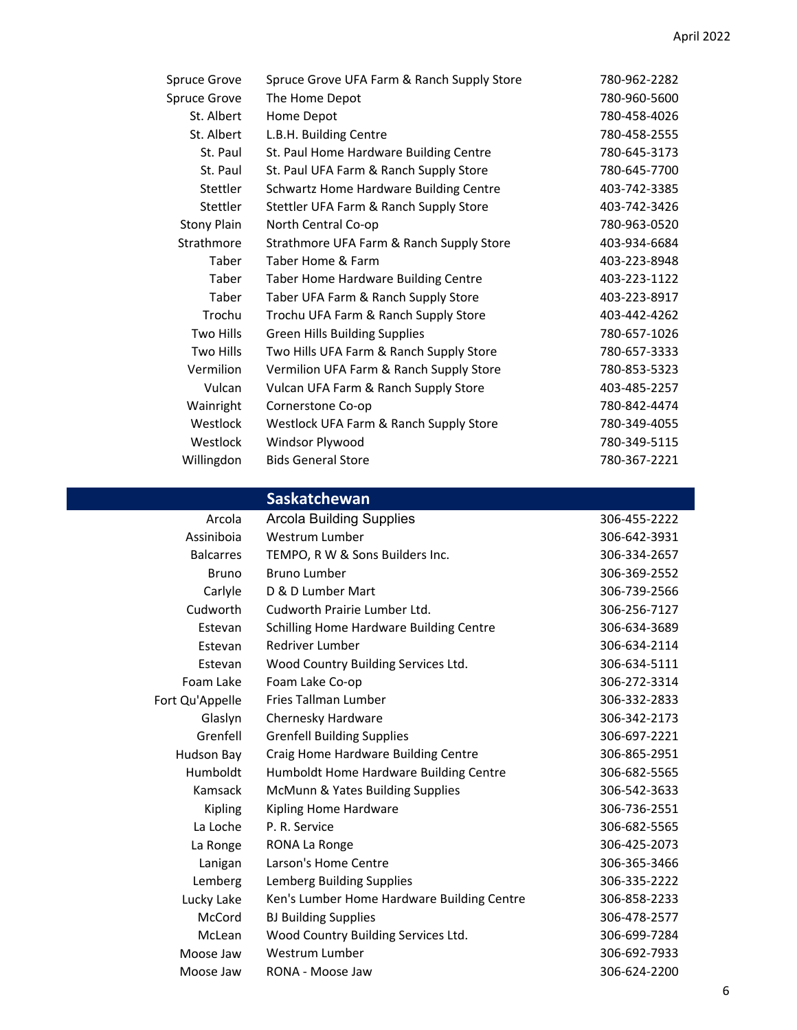| | | |
|---|---|---|
| Spruce Grove | Spruce Grove UFA Farm & Ranch Supply Store | 780-962-2282 |
| Spruce Grove | The Home Depot | 780-960-5600 |
| St. Albert | Home Depot | 780-458-4026 |
| St. Albert | L.B.H. Building Centre | 780-458-2555 |
| St. Paul | St. Paul Home Hardware Building Centre | 780-645-3173 |
| St. Paul | St. Paul UFA Farm & Ranch Supply Store | 780-645-7700 |
| Stettler | Schwartz Home Hardware Building Centre | 403-742-3385 |
| Stettler | Stettler UFA Farm & Ranch Supply Store | 403-742-3426 |
| Stony Plain | North Central Co-op | 780-963-0520 |
| Strathmore | Strathmore UFA Farm & Ranch Supply Store | 403-934-6684 |
| Taber | Taber Home & Farm | 403-223-8948 |
| Taber | Taber Home Hardware Building Centre | 403-223-1122 |
| Taber | Taber UFA Farm & Ranch Supply Store | 403-223-8917 |
| Trochu | Trochu UFA Farm & Ranch Supply Store | 403-442-4262 |
| Two Hills | Green Hills Building Supplies | 780-657-1026 |
| Two Hills | Two Hills UFA Farm & Ranch Supply Store | 780-657-3333 |
| Vermilion | Vermilion UFA Farm & Ranch Supply Store | 780-853-5323 |
| Vulcan | Vulcan UFA Farm & Ranch Supply Store | 403-485-2257 |
| Wainright | Cornerstone Co-op | 780-842-4474 |
| Westlock | Westlock UFA Farm & Ranch Supply Store | 780-349-4055 |
| Westlock | Windsor Plywood | 780-349-5115 |
| Willingdon | Bids General Store | 780-367-2221 |

## Saskatchewan

| | | |
|---|---|---|
| Arcola | Arcola Building Supplies | 306-455-2222 |
| Assiniboia | Westrum Lumber | 306-642-3931 |
| Balcarres | TEMPO, R W & Sons Builders Inc. | 306-334-2657 |
| Bruno | Bruno Lumber | 306-369-2552 |
| Carlyle | D & D Lumber Mart | 306-739-2566 |
| Cudworth | Cudworth Prairie Lumber Ltd. | 306-256-7127 |
| Estevan | Schilling Home Hardware Building Centre | 306-634-3689 |
| Estevan | Redriver Lumber | 306-634-2114 |
| Estevan | Wood Country Building Services Ltd. | 306-634-5111 |
| Foam Lake | Foam Lake Co-op | 306-272-3314 |
| Fort Qu'Appelle | Fries Tallman Lumber | 306-332-2833 |
| Glaslyn | Chernesky Hardware | 306-342-2173 |
| Grenfell | Grenfell Building Supplies | 306-697-2221 |
| Hudson Bay | Craig Home Hardware Building Centre | 306-865-2951 |
| Humboldt | Humboldt Home Hardware Building Centre | 306-682-5565 |
| Kamsack | McMunn & Yates Building Supplies | 306-542-3633 |
| Kipling | Kipling Home Hardware | 306-736-2551 |
| La Loche | P. R. Service | 306-682-5565 |
| La Ronge | RONA La Ronge | 306-425-2073 |
| Lanigan | Larson's Home Centre | 306-365-3466 |
| Lemberg | Lemberg Building Supplies | 306-335-2222 |
| Lucky Lake | Ken's Lumber Home Hardware Building Centre | 306-858-2233 |
| McCord | BJ Building Supplies | 306-478-2577 |
| McLean | Wood Country Building Services Ltd. | 306-699-7284 |
| Moose Jaw | Westrum Lumber | 306-692-7933 |
| Moose Jaw | RONA - Moose Jaw | 306-624-2200 |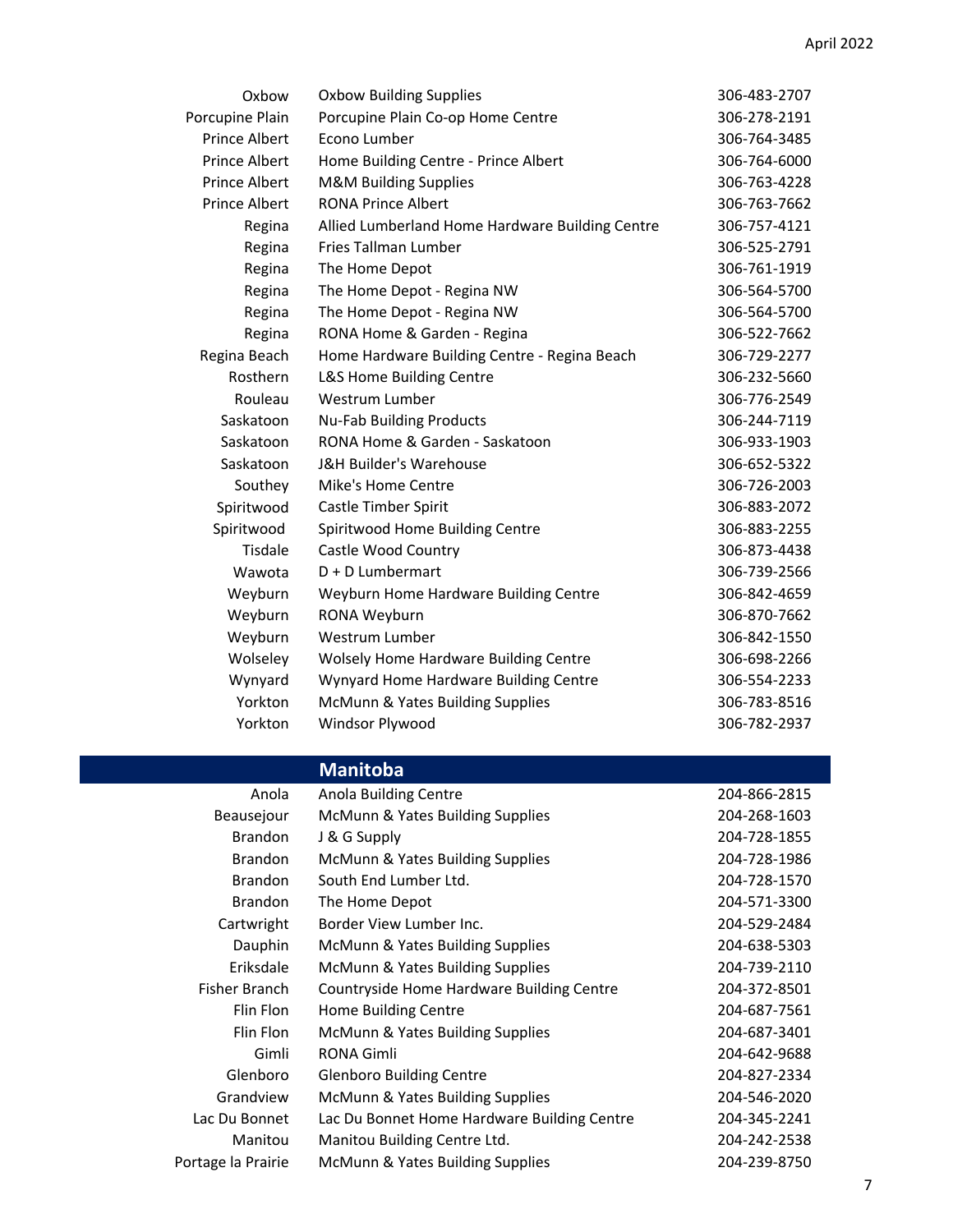| | | |
|---|---|---|
| Oxbow | Oxbow Building Supplies | 306-483-2707 |
| Porcupine Plain | Porcupine Plain Co-op Home Centre | 306-278-2191 |
| Prince Albert | Econo Lumber | 306-764-3485 |
| Prince Albert | Home Building Centre - Prince Albert | 306-764-6000 |
| Prince Albert | M&M Building Supplies | 306-763-4228 |
| Prince Albert | RONA Prince Albert | 306-763-7662 |
| Regina | Allied Lumberland Home Hardware Building Centre | 306-757-4121 |
| Regina | Fries Tallman Lumber | 306-525-2791 |
| Regina | The Home Depot | 306-761-1919 |
| Regina | The Home Depot - Regina NW | 306-564-5700 |
| Regina | The Home Depot - Regina NW | 306-564-5700 |
| Regina | RONA Home & Garden - Regina | 306-522-7662 |
| Regina Beach | Home Hardware Building Centre - Regina Beach | 306-729-2277 |
| Rosthern | L&S Home Building Centre | 306-232-5660 |
| Rouleau | Westrum Lumber | 306-776-2549 |
| Saskatoon | Nu-Fab Building Products | 306-244-7119 |
| Saskatoon | RONA Home & Garden - Saskatoon | 306-933-1903 |
| Saskatoon | J&H Builder's Warehouse | 306-652-5322 |
| Southey | Mike's Home Centre | 306-726-2003 |
| Spiritwood | Castle Timber Spirit | 306-883-2072 |
| Spiritwood | Spiritwood Home Building Centre | 306-883-2255 |
| Tisdale | Castle Wood Country | 306-873-4438 |
| Wawota | D + D Lumbermart | 306-739-2566 |
| Weyburn | Weyburn Home Hardware Building Centre | 306-842-4659 |
| Weyburn | RONA Weyburn | 306-870-7662 |
| Weyburn | Westrum Lumber | 306-842-1550 |
| Wolseley | Wolsely Home Hardware Building Centre | 306-698-2266 |
| Wynyard | Wynyard Home Hardware Building Centre | 306-554-2233 |
| Yorkton | McMunn & Yates Building Supplies | 306-783-8516 |
| Yorkton | Windsor Plywood | 306-782-2937 |

## Manitoba

| | | |
|---|---|---|
| Anola | Anola Building Centre | 204-866-2815 |
| Beausejour | McMunn & Yates Building Supplies | 204-268-1603 |
| Brandon | J & G Supply | 204-728-1855 |
| Brandon | McMunn & Yates Building Supplies | 204-728-1986 |
| Brandon | South End Lumber Ltd. | 204-728-1570 |
| Brandon | The Home Depot | 204-571-3300 |
| Cartwright | Border View Lumber Inc. | 204-529-2484 |
| Dauphin | McMunn & Yates Building Supplies | 204-638-5303 |
| Eriksdale | McMunn & Yates Building Supplies | 204-739-2110 |
| Fisher Branch | Countryside Home Hardware Building Centre | 204-372-8501 |
| Flin Flon | Home Building Centre | 204-687-7561 |
| Flin Flon | McMunn & Yates Building Supplies | 204-687-3401 |
| Gimli | RONA Gimli | 204-642-9688 |
| Glenboro | Glenboro Building Centre | 204-827-2334 |
| Grandview | McMunn & Yates Building Supplies | 204-546-2020 |
| Lac Du Bonnet | Lac Du Bonnet Home Hardware Building Centre | 204-345-2241 |
| Manitou | Manitou Building Centre Ltd. | 204-242-2538 |
| Portage la Prairie | McMunn & Yates Building Supplies | 204-239-8750 |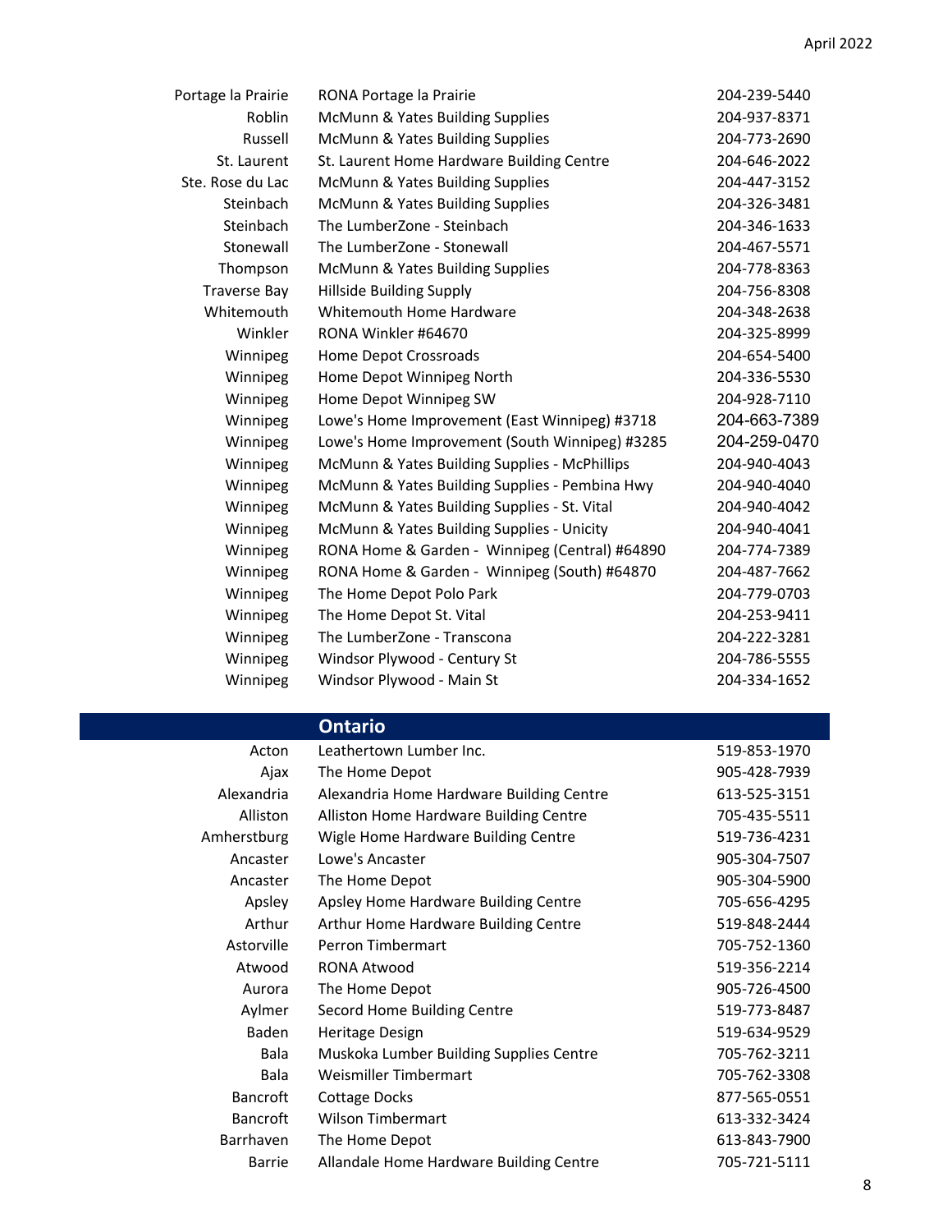| | | |
|---|---|---|
| Portage la Prairie | RONA Portage la Prairie | 204-239-5440 |
| Roblin | McMunn & Yates Building Supplies | 204-937-8371 |
| Russell | McMunn & Yates Building Supplies | 204-773-2690 |
| St. Laurent | St. Laurent Home Hardware Building Centre | 204-646-2022 |
| Ste. Rose du Lac | McMunn & Yates Building Supplies | 204-447-3152 |
| Steinbach | McMunn & Yates Building Supplies | 204-326-3481 |
| Steinbach | The LumberZone - Steinbach | 204-346-1633 |
| Stonewall | The LumberZone - Stonewall | 204-467-5571 |
| Thompson | McMunn & Yates Building Supplies | 204-778-8363 |
| Traverse Bay | Hillside Building Supply | 204-756-8308 |
| Whitemouth | Whitemouth Home Hardware | 204-348-2638 |
| Winkler | RONA Winkler #64670 | 204-325-8999 |
| Winnipeg | Home Depot Crossroads | 204-654-5400 |
| Winnipeg | Home Depot Winnipeg North | 204-336-5530 |
| Winnipeg | Home Depot Winnipeg SW | 204-928-7110 |
| Winnipeg | Lowe's Home Improvement (East Winnipeg) #3718 | 204-663-7389 |
| Winnipeg | Lowe's Home Improvement (South Winnipeg) #3285 | 204-259-0470 |
| Winnipeg | McMunn & Yates Building Supplies - McPhillips | 204-940-4043 |
| Winnipeg | McMunn & Yates Building Supplies - Pembina Hwy | 204-940-4040 |
| Winnipeg | McMunn & Yates Building Supplies - St. Vital | 204-940-4042 |
| Winnipeg | McMunn & Yates Building Supplies - Unicity | 204-940-4041 |
| Winnipeg | RONA Home & Garden - Winnipeg (Central) #64890 | 204-774-7389 |
| Winnipeg | RONA Home & Garden - Winnipeg (South) #64870 | 204-487-7662 |
| Winnipeg | The Home Depot Polo Park | 204-779-0703 |
| Winnipeg | The Home Depot St. Vital | 204-253-9411 |
| Winnipeg | The LumberZone - Transcona | 204-222-3281 |
| Winnipeg | Windsor Plywood - Century St | 204-786-5555 |
| Winnipeg | Windsor Plywood - Main St | 204-334-1652 |

## Ontario

| | | |
|---|---|---|
| Acton | Leathertown Lumber Inc. | 519-853-1970 |
| Ajax | The Home Depot | 905-428-7939 |
| Alexandria | Alexandria Home Hardware Building Centre | 613-525-3151 |
| Alliston | Alliston Home Hardware Building Centre | 705-435-5511 |
| Amherstburg | Wigle Home Hardware Building Centre | 519-736-4231 |
| Ancaster | Lowe's Ancaster | 905-304-7507 |
| Ancaster | The Home Depot | 905-304-5900 |
| Apsley | Apsley Home Hardware Building Centre | 705-656-4295 |
| Arthur | Arthur Home Hardware Building Centre | 519-848-2444 |
| Astorville | Perron Timbermart | 705-752-1360 |
| Atwood | RONA Atwood | 519-356-2214 |
| Aurora | The Home Depot | 905-726-4500 |
| Aylmer | Secord Home Building Centre | 519-773-8487 |
| Baden | Heritage Design | 519-634-9529 |
| Bala | Muskoka Lumber Building Supplies Centre | 705-762-3211 |
| Bala | Weismiller Timbermart | 705-762-3308 |
| Bancroft | Cottage Docks | 877-565-0551 |
| Bancroft | Wilson Timbermart | 613-332-3424 |
| Barrhaven | The Home Depot | 613-843-7900 |
| Barrie | Allandale Home Hardware Building Centre | 705-721-5111 |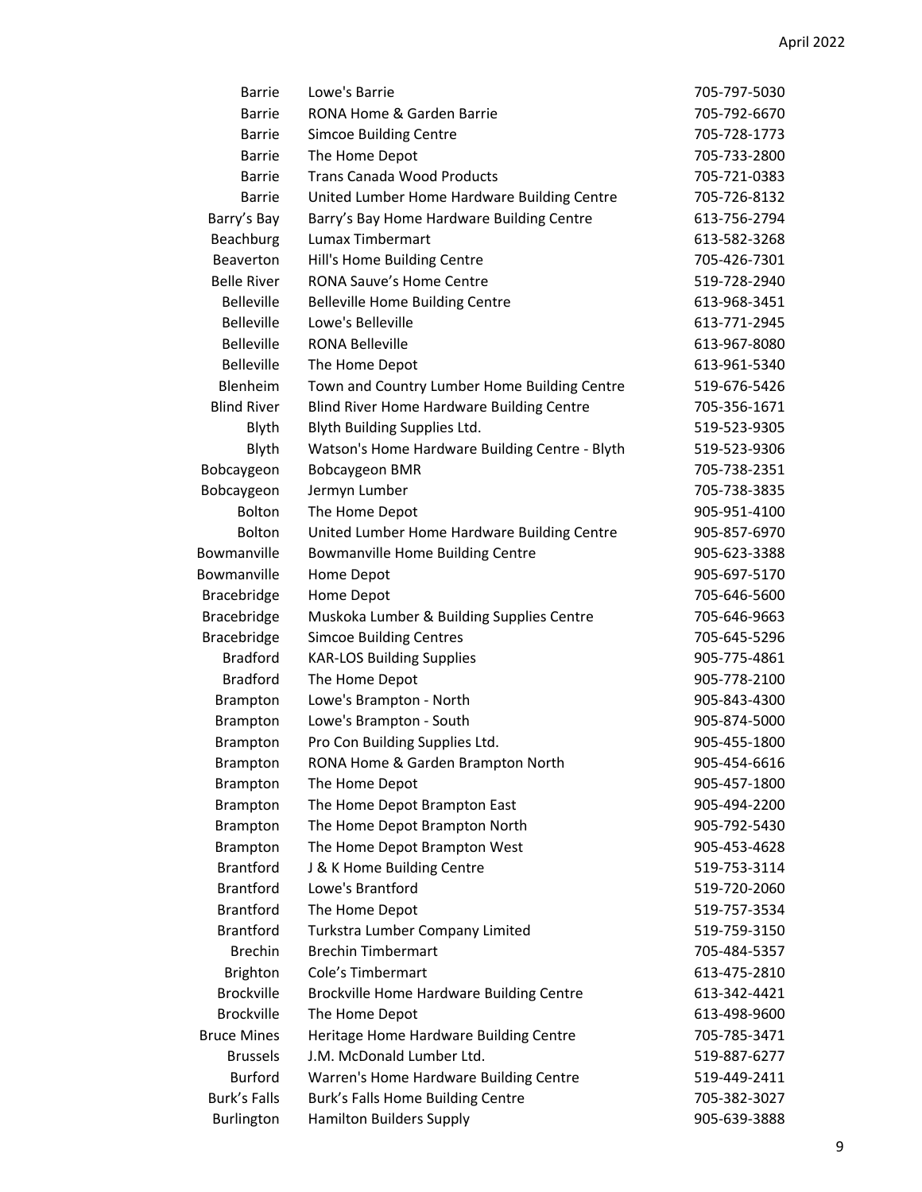| | | |
|---|---|---|
| Barrie | Lowe's Barrie | 705-797-5030 |
| Barrie | RONA Home & Garden Barrie | 705-792-6670 |
| Barrie | Simcoe Building Centre | 705-728-1773 |
| Barrie | The Home Depot | 705-733-2800 |
| Barrie | Trans Canada Wood Products | 705-721-0383 |
| Barrie | United Lumber Home Hardware Building Centre | 705-726-8132 |
| Barry’s Bay | Barry’s Bay Home Hardware Building Centre | 613-756-2794 |
| Beachburg | Lumax Timbermart | 613-582-3268 |
| Beaverton | Hill's Home Building Centre | 705-426-7301 |
| Belle River | RONA Sauve’s Home Centre | 519-728-2940 |
| Belleville | Belleville Home Building Centre | 613-968-3451 |
| Belleville | Lowe's Belleville | 613-771-2945 |
| Belleville | RONA Belleville | 613-967-8080 |
| Belleville | The Home Depot | 613-961-5340 |
| Blenheim | Town and Country Lumber Home Building Centre | 519-676-5426 |
| Blind River | Blind River Home Hardware Building Centre | 705-356-1671 |
| Blyth | Blyth Building Supplies Ltd. | 519-523-9305 |
| Blyth | Watson's Home Hardware Building Centre - Blyth | 519-523-9306 |
| Bobcaygeon | Bobcaygeon BMR | 705-738-2351 |
| Bobcaygeon | Jermyn Lumber | 705-738-3835 |
| Bolton | The Home Depot | 905-951-4100 |
| Bolton | United Lumber Home Hardware Building Centre | 905-857-6970 |
| Bowmanville | Bowmanville Home Building Centre | 905-623-3388 |
| Bowmanville | Home Depot | 905-697-5170 |
| Bracebridge | Home Depot | 705-646-5600 |
| Bracebridge | Muskoka Lumber & Building Supplies Centre | 705-646-9663 |
| Bracebridge | Simcoe Building Centres | 705-645-5296 |
| Bradford | KAR-LOS Building Supplies | 905-775-4861 |
| Bradford | The Home Depot | 905-778-2100 |
| Brampton | Lowe's Brampton - North | 905-843-4300 |
| Brampton | Lowe's Brampton - South | 905-874-5000 |
| Brampton | Pro Con Building Supplies Ltd. | 905-455-1800 |
| Brampton | RONA Home & Garden Brampton North | 905-454-6616 |
| Brampton | The Home Depot | 905-457-1800 |
| Brampton | The Home Depot Brampton East | 905-494-2200 |
| Brampton | The Home Depot Brampton North | 905-792-5430 |
| Brampton | The Home Depot Brampton West | 905-453-4628 |
| Brantford | J & K Home Building Centre | 519-753-3114 |
| Brantford | Lowe's Brantford | 519-720-2060 |
| Brantford | The Home Depot | 519-757-3534 |
| Brantford | Turkstra Lumber Company Limited | 519-759-3150 |
| Brechin | Brechin Timbermart | 705-484-5357 |
| Brighton | Cole’s Timbermart | 613-475-2810 |
| Brockville | Brockville Home Hardware Building Centre | 613-342-4421 |
| Brockville | The Home Depot | 613-498-9600 |
| Bruce Mines | Heritage Home Hardware Building Centre | 705-785-3471 |
| Brussels | J.M. McDonald Lumber Ltd. | 519-887-6277 |
| Burford | Warren's Home Hardware Building Centre | 519-449-2411 |
| Burk’s Falls | Burk’s Falls Home Building Centre | 705-382-3027 |
| Burlington | Hamilton Builders Supply | 905-639-3888 |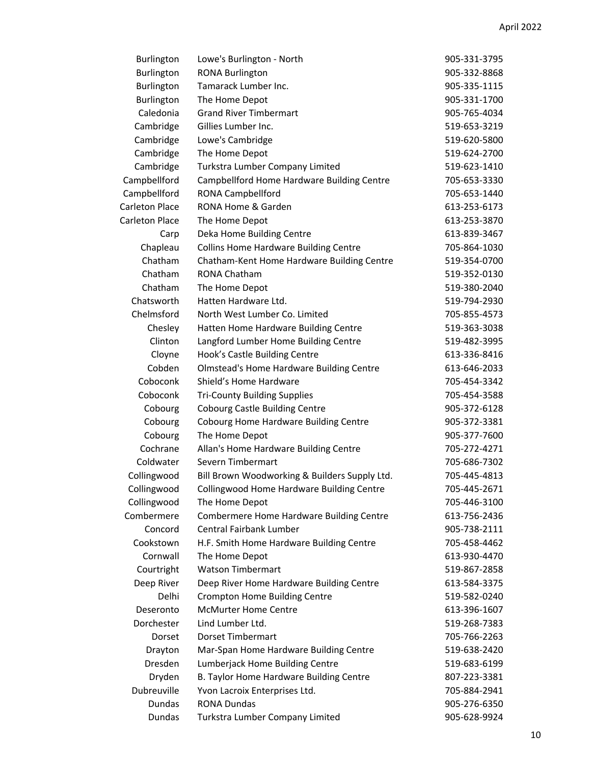| | | |
|---|---|---|
| Burlington | Lowe's Burlington - North | 905-331-3795 |
| Burlington | RONA Burlington | 905-332-8868 |
| Burlington | Tamarack Lumber Inc. | 905-335-1115 |
| Burlington | The Home Depot | 905-331-1700 |
| Caledonia | Grand River Timbermart | 905-765-4034 |
| Cambridge | Gillies Lumber Inc. | 519-653-3219 |
| Cambridge | Lowe's Cambridge | 519-620-5800 |
| Cambridge | The Home Depot | 519-624-2700 |
| Cambridge | Turkstra Lumber Company Limited | 519-623-1410 |
| Campbellford | Campbellford Home Hardware Building Centre | 705-653-3330 |
| Campbellford | RONA Campbellford | 705-653-1440 |
| Carleton Place | RONA Home & Garden | 613-253-6173 |
| Carleton Place | The Home Depot | 613-253-3870 |
| Carp | Deka Home Building Centre | 613-839-3467 |
| Chapleau | Collins Home Hardware Building Centre | 705-864-1030 |
| Chatham | Chatham-Kent Home Hardware Building Centre | 519-354-0700 |
| Chatham | RONA Chatham | 519-352-0130 |
| Chatham | The Home Depot | 519-380-2040 |
| Chatsworth | Hatten Hardware Ltd. | 519-794-2930 |
| Chelmsford | North West Lumber Co. Limited | 705-855-4573 |
| Chesley | Hatten Home Hardware Building Centre | 519-363-3038 |
| Clinton | Langford Lumber Home Building Centre | 519-482-3995 |
| Cloyne | Hook's Castle Building Centre | 613-336-8416 |
| Cobden | Olmstead's Home Hardware Building Centre | 613-646-2033 |
| Coboconk | Shield's Home Hardware | 705-454-3342 |
| Coboconk | Tri-County Building Supplies | 705-454-3588 |
| Cobourg | Cobourg Castle Building Centre | 905-372-6128 |
| Cobourg | Cobourg Home Hardware Building Centre | 905-372-3381 |
| Cobourg | The Home Depot | 905-377-7600 |
| Cochrane | Allan's Home Hardware Building Centre | 705-272-4271 |
| Coldwater | Severn Timbermart | 705-686-7302 |
| Collingwood | Bill Brown Woodworking & Builders Supply Ltd. | 705-445-4813 |
| Collingwood | Collingwood Home Hardware Building Centre | 705-445-2671 |
| Collingwood | The Home Depot | 705-446-3100 |
| Combermere | Combermere Home Hardware Building Centre | 613-756-2436 |
| Concord | Central Fairbank Lumber | 905-738-2111 |
| Cookstown | H.F. Smith Home Hardware Building Centre | 705-458-4462 |
| Cornwall | The Home Depot | 613-930-4470 |
| Courtright | Watson Timbermart | 519-867-2858 |
| Deep River | Deep River Home Hardware Building Centre | 613-584-3375 |
| Delhi | Crompton Home Building Centre | 519-582-0240 |
| Deseronto | McMurter Home Centre | 613-396-1607 |
| Dorchester | Lind Lumber Ltd. | 519-268-7383 |
| Dorset | Dorset Timbermart | 705-766-2263 |
| Drayton | Mar-Span Home Hardware Building Centre | 519-638-2420 |
| Dresden | Lumberjack Home Building Centre | 519-683-6199 |
| Dryden | B. Taylor Home Hardware Building Centre | 807-223-3381 |
| Dubreuville | Yvon Lacroix Enterprises Ltd. | 705-884-2941 |
| Dundas | RONA Dundas | 905-276-6350 |
| Dundas | Turkstra Lumber Company Limited | 905-628-9924 |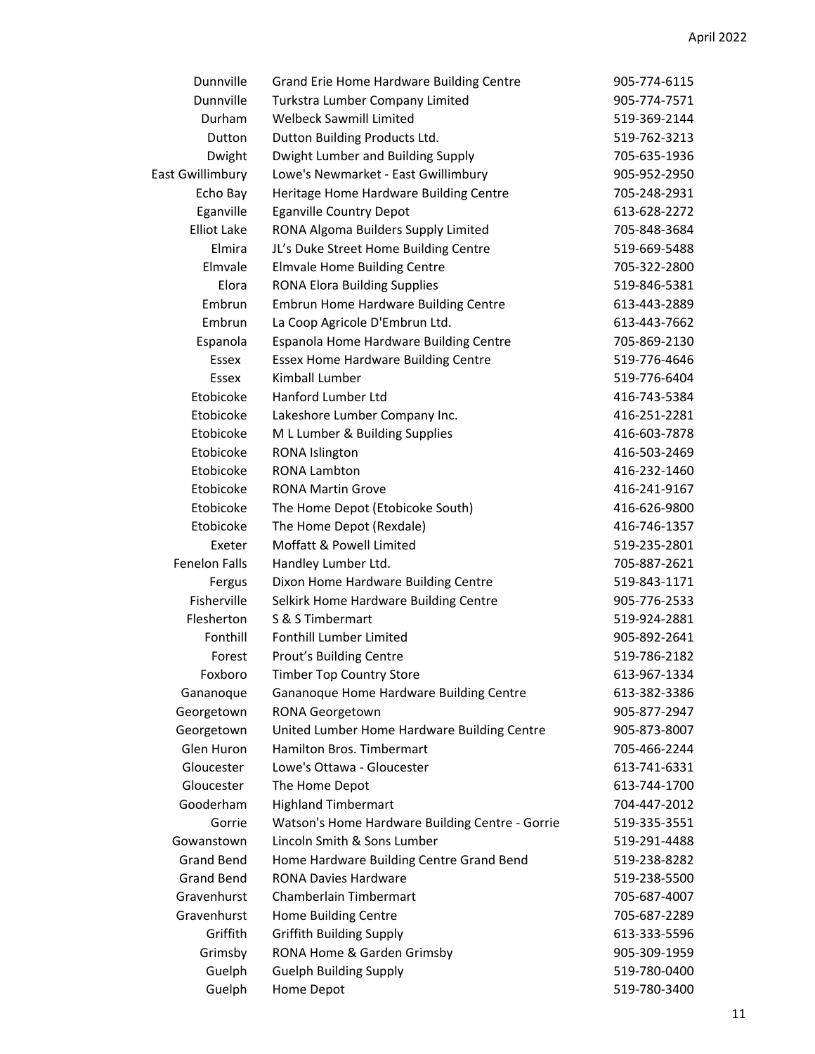| | | |
|---|---|---|
| Dunnville | Grand Erie Home Hardware Building Centre | 905-774-6115 |
| Dunnville | Turkstra Lumber Company Limited | 905-774-7571 |
| Durham | Welbeck Sawmill Limited | 519-369-2144 |
| Dutton | Dutton Building Products Ltd. | 519-762-3213 |
| Dwight | Dwight Lumber and Building Supply | 705-635-1936 |
| East Gwillimbury | Lowe's Newmarket - East Gwillimbury | 905-952-2950 |
| Echo Bay | Heritage Home Hardware Building Centre | 705-248-2931 |
| Eganville | Eganville Country Depot | 613-628-2272 |
| Elliot Lake | RONA Algoma Builders Supply Limited | 705-848-3684 |
| Elmira | JL's Duke Street Home Building Centre | 519-669-5488 |
| Elmvale | Elmvale Home Building Centre | 705-322-2800 |
| Elora | RONA Elora Building Supplies | 519-846-5381 |
| Embrun | Embrun Home Hardware Building Centre | 613-443-2889 |
| Embrun | La Coop Agricole D'Embrun Ltd. | 613-443-7662 |
| Espanola | Espanola Home Hardware Building Centre | 705-869-2130 |
| Essex | Essex Home Hardware Building Centre | 519-776-4646 |
| Essex | Kimball Lumber | 519-776-6404 |
| Etobicoke | Hanford Lumber Ltd | 416-743-5384 |
| Etobicoke | Lakeshore Lumber Company Inc. | 416-251-2281 |
| Etobicoke | M L Lumber & Building Supplies | 416-603-7878 |
| Etobicoke | RONA Islington | 416-503-2469 |
| Etobicoke | RONA Lambton | 416-232-1460 |
| Etobicoke | RONA Martin Grove | 416-241-9167 |
| Etobicoke | The Home Depot (Etobicoke South) | 416-626-9800 |
| Etobicoke | The Home Depot (Rexdale) | 416-746-1357 |
| Exeter | Moffatt & Powell Limited | 519-235-2801 |
| Fenelon Falls | Handley Lumber Ltd. | 705-887-2621 |
| Fergus | Dixon Home Hardware Building Centre | 519-843-1171 |
| Fisherville | Selkirk Home Hardware Building Centre | 905-776-2533 |
| Flesherton | S & S Timbermart | 519-924-2881 |
| Fonthill | Fonthill Lumber Limited | 905-892-2641 |
| Forest | Prout's Building Centre | 519-786-2182 |
| Foxboro | Timber Top Country Store | 613-967-1334 |
| Gananoque | Gananoque Home Hardware Building Centre | 613-382-3386 |
| Georgetown | RONA Georgetown | 905-877-2947 |
| Georgetown | United Lumber Home Hardware Building Centre | 905-873-8007 |
| Glen Huron | Hamilton Bros. Timbermart | 705-466-2244 |
| Gloucester | Lowe's Ottawa - Gloucester | 613-741-6331 |
| Gloucester | The Home Depot | 613-744-1700 |
| Gooderham | Highland Timbermart | 704-447-2012 |
| Gorrie | Watson's Home Hardware Building Centre - Gorrie | 519-335-3551 |
| Gowanstown | Lincoln Smith & Sons Lumber | 519-291-4488 |
| Grand Bend | Home Hardware Building Centre Grand Bend | 519-238-8282 |
| Grand Bend | RONA Davies Hardware | 519-238-5500 |
| Gravenhurst | Chamberlain Timbermart | 705-687-4007 |
| Gravenhurst | Home Building Centre | 705-687-2289 |
| Griffith | Griffith Building Supply | 613-333-5596 |
| Grimsby | RONA Home & Garden Grimsby | 905-309-1959 |
| Guelph | Guelph Building Supply | 519-780-0400 |
| Guelph | Home Depot | 519-780-3400 |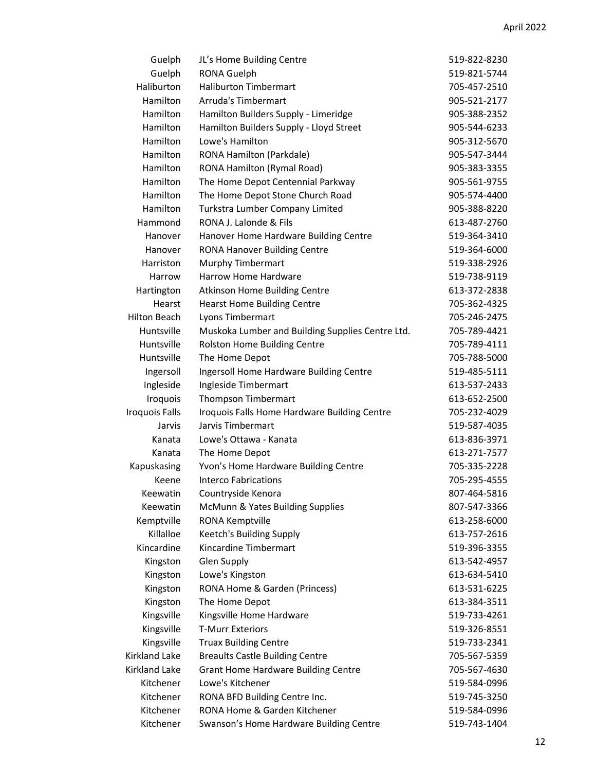| | | |
|---|---|---|
| Guelph | JL's Home Building Centre | 519-822-8230 |
| Guelph | RONA Guelph | 519-821-5744 |
| Haliburton | Haliburton Timbermart | 705-457-2510 |
| Hamilton | Arruda's Timbermart | 905-521-2177 |
| Hamilton | Hamilton Builders Supply - Limeridge | 905-388-2352 |
| Hamilton | Hamilton Builders Supply - Lloyd Street | 905-544-6233 |
| Hamilton | Lowe's Hamilton | 905-312-5670 |
| Hamilton | RONA Hamilton (Parkdale) | 905-547-3444 |
| Hamilton | RONA Hamilton (Rymal Road) | 905-383-3355 |
| Hamilton | The Home Depot Centennial Parkway | 905-561-9755 |
| Hamilton | The Home Depot Stone Church Road | 905-574-4400 |
| Hamilton | Turkstra Lumber Company Limited | 905-388-8220 |
| Hammond | RONA J. Lalonde & Fils | 613-487-2760 |
| Hanover | Hanover Home Hardware Building Centre | 519-364-3410 |
| Hanover | RONA Hanover Building Centre | 519-364-6000 |
| Harriston | Murphy Timbermart | 519-338-2926 |
| Harrow | Harrow Home Hardware | 519-738-9119 |
| Hartington | Atkinson Home Building Centre | 613-372-2838 |
| Hearst | Hearst Home Building Centre | 705-362-4325 |
| Hilton Beach | Lyons Timbermart | 705-246-2475 |
| Huntsville | Muskoka Lumber and Building Supplies Centre Ltd. | 705-789-4421 |
| Huntsville | Rolston Home Building Centre | 705-789-4111 |
| Huntsville | The Home Depot | 705-788-5000 |
| Ingersoll | Ingersoll Home Hardware Building Centre | 519-485-5111 |
| Ingleside | Ingleside Timbermart | 613-537-2433 |
| Iroquois | Thompson Timbermart | 613-652-2500 |
| Iroquois Falls | Iroquois Falls Home Hardware Building Centre | 705-232-4029 |
| Jarvis | Jarvis Timbermart | 519-587-4035 |
| Kanata | Lowe's Ottawa - Kanata | 613-836-3971 |
| Kanata | The Home Depot | 613-271-7577 |
| Kapuskasing | Yvon's Home Hardware Building Centre | 705-335-2228 |
| Keene | Interco Fabrications | 705-295-4555 |
| Keewatin | Countryside Kenora | 807-464-5816 |
| Keewatin | McMunn & Yates Building Supplies | 807-547-3366 |
| Kemptville | RONA Kemptville | 613-258-6000 |
| Killalloe | Keetch's Building Supply | 613-757-2616 |
| Kincardine | Kincardine Timbermart | 519-396-3355 |
| Kingston | Glen Supply | 613-542-4957 |
| Kingston | Lowe's Kingston | 613-634-5410 |
| Kingston | RONA Home & Garden (Princess) | 613-531-6225 |
| Kingston | The Home Depot | 613-384-3511 |
| Kingsville | Kingsville Home Hardware | 519-733-4261 |
| Kingsville | T-Murr Exteriors | 519-326-8551 |
| Kingsville | Truax Building Centre | 519-733-2341 |
| Kirkland Lake | Breaults Castle Building Centre | 705-567-5359 |
| Kirkland Lake | Grant Home Hardware Building Centre | 705-567-4630 |
| Kitchener | Lowe's Kitchener | 519-584-0996 |
| Kitchener | RONA BFD Building Centre Inc. | 519-745-3250 |
| Kitchener | RONA Home & Garden Kitchener | 519-584-0996 |
| Kitchener | Swanson's Home Hardware Building Centre | 519-743-1404 |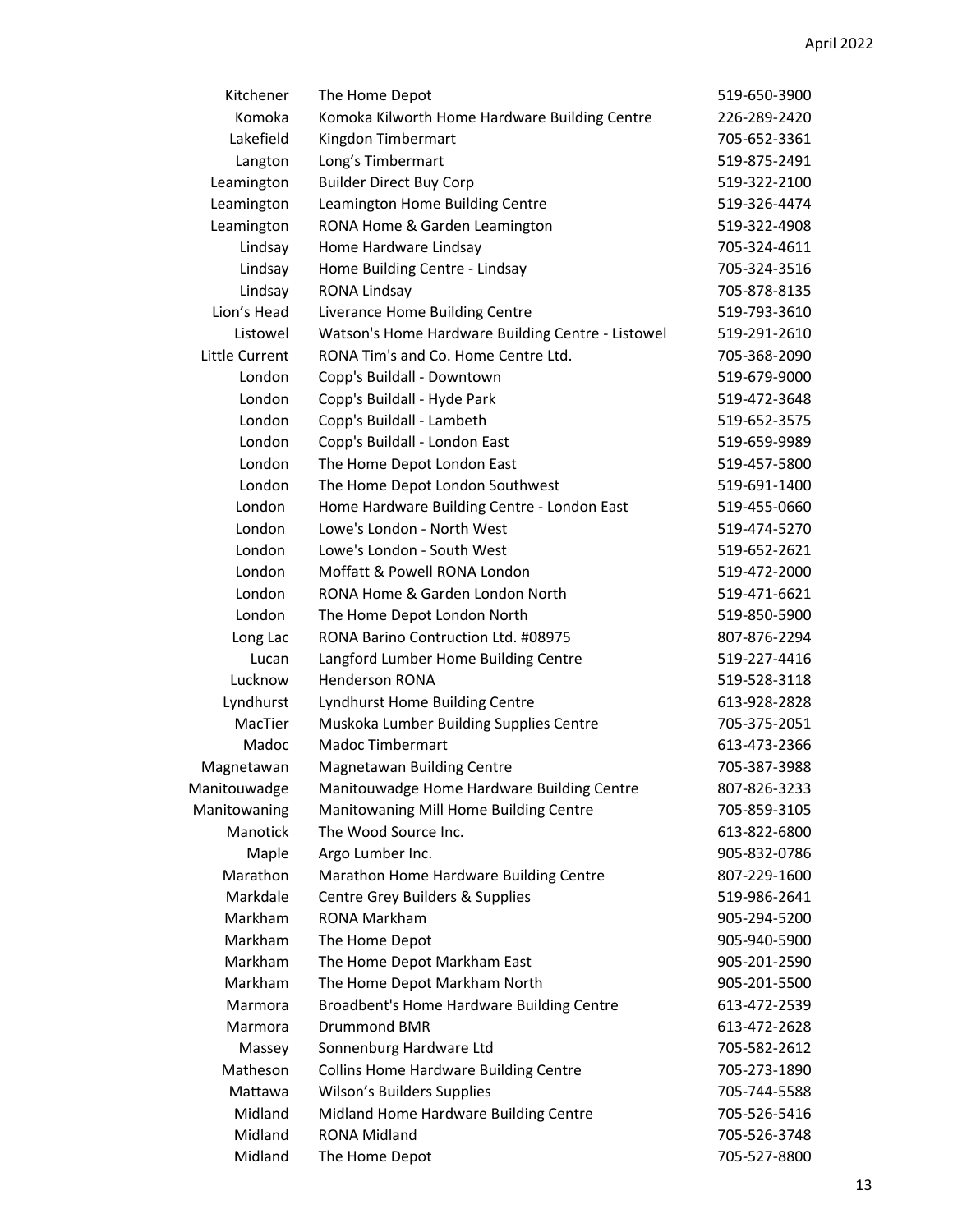| | | |
|---|---|---|
| Kitchener | The Home Depot | 519-650-3900 |
| Komoka | Komoka Kilworth Home Hardware Building Centre | 226-289-2420 |
| Lakefield | Kingdon Timbermart | 705-652-3361 |
| Langton | Long's Timbermart | 519-875-2491 |
| Leamington | Builder Direct Buy Corp | 519-322-2100 |
| Leamington | Leamington Home Building Centre | 519-326-4474 |
| Leamington | RONA Home & Garden Leamington | 519-322-4908 |
| Lindsay | Home Hardware Lindsay | 705-324-4611 |
| Lindsay | Home Building Centre - Lindsay | 705-324-3516 |
| Lindsay | RONA Lindsay | 705-878-8135 |
| Lion's Head | Liverance Home Building Centre | 519-793-3610 |
| Listowel | Watson's Home Hardware Building Centre - Listowel | 519-291-2610 |
| Little Current | RONA Tim's and Co. Home Centre Ltd. | 705-368-2090 |
| London | Copp's Buildall - Downtown | 519-679-9000 |
| London | Copp's Buildall - Hyde Park | 519-472-3648 |
| London | Copp's Buildall - Lambeth | 519-652-3575 |
| London | Copp's Buildall - London East | 519-659-9989 |
| London | The Home Depot London East | 519-457-5800 |
| London | The Home Depot London Southwest | 519-691-1400 |
| London | Home Hardware Building Centre - London East | 519-455-0660 |
| London | Lowe's London - North West | 519-474-5270 |
| London | Lowe's London - South West | 519-652-2621 |
| London | Moffatt & Powell RONA London | 519-472-2000 |
| London | RONA Home & Garden London North | 519-471-6621 |
| London | The Home Depot London North | 519-850-5900 |
| Long Lac | RONA Barino Contruction Ltd. #08975 | 807-876-2294 |
| Lucan | Langford Lumber Home Building Centre | 519-227-4416 |
| Lucknow | Henderson RONA | 519-528-3118 |
| Lyndhurst | Lyndhurst Home Building Centre | 613-928-2828 |
| MacTier | Muskoka Lumber Building Supplies Centre | 705-375-2051 |
| Madoc | Madoc Timbermart | 613-473-2366 |
| Magnetawan | Magnetawan Building Centre | 705-387-3988 |
| Manitouwadge | Manitouwadge Home Hardware Building Centre | 807-826-3233 |
| Manitowaning | Manitowaning Mill Home Building Centre | 705-859-3105 |
| Manotick | The Wood Source Inc. | 613-822-6800 |
| Maple | Argo Lumber Inc. | 905-832-0786 |
| Marathon | Marathon Home Hardware Building Centre | 807-229-1600 |
| Markdale | Centre Grey Builders & Supplies | 519-986-2641 |
| Markham | RONA Markham | 905-294-5200 |
| Markham | The Home Depot | 905-940-5900 |
| Markham | The Home Depot Markham East | 905-201-2590 |
| Markham | The Home Depot Markham North | 905-201-5500 |
| Marmora | Broadbent's Home Hardware Building Centre | 613-472-2539 |
| Marmora | Drummond BMR | 613-472-2628 |
| Massey | Sonnenburg Hardware Ltd | 705-582-2612 |
| Matheson | Collins Home Hardware Building Centre | 705-273-1890 |
| Mattawa | Wilson's Builders Supplies | 705-744-5588 |
| Midland | Midland Home Hardware Building Centre | 705-526-5416 |
| Midland | RONA Midland | 705-526-3748 |
| Midland | The Home Depot | 705-527-8800 |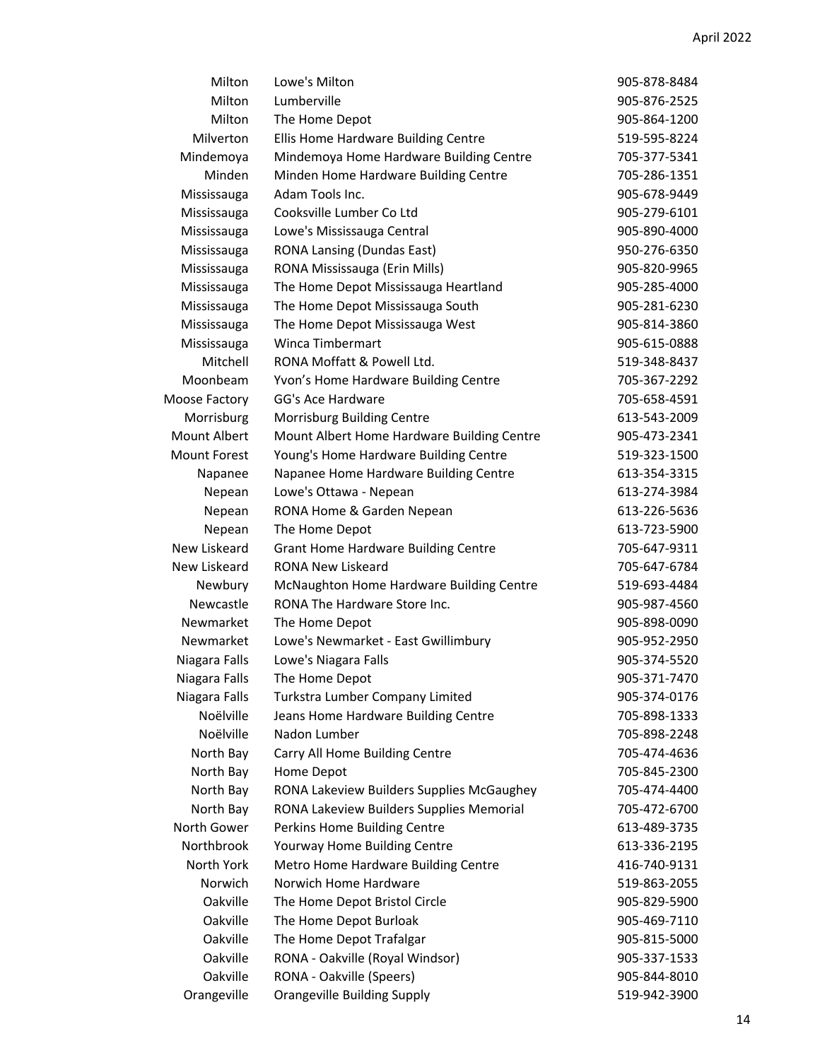| | | |
|---|---|---|
| Milton | Lowe's Milton | 905-878-8484 |
| Milton | Lumberville | 905-876-2525 |
| Milton | The Home Depot | 905-864-1200 |
| Milverton | Ellis Home Hardware Building Centre | 519-595-8224 |
| Mindemoya | Mindemoya Home Hardware Building Centre | 705-377-5341 |
| Minden | Minden Home Hardware Building Centre | 705-286-1351 |
| Mississauga | Adam Tools Inc. | 905-678-9449 |
| Mississauga | Cooksville Lumber Co Ltd | 905-279-6101 |
| Mississauga | Lowe's Mississauga Central | 905-890-4000 |
| Mississauga | RONA Lansing (Dundas East) | 950-276-6350 |
| Mississauga | RONA Mississauga (Erin Mills) | 905-820-9965 |
| Mississauga | The Home Depot Mississauga Heartland | 905-285-4000 |
| Mississauga | The Home Depot Mississauga South | 905-281-6230 |
| Mississauga | The Home Depot Mississauga West | 905-814-3860 |
| Mississauga | Winca Timbermart | 905-615-0888 |
| Mitchell | RONA Moffatt & Powell Ltd. | 519-348-8437 |
| Moonbeam | Yvon's Home Hardware Building Centre | 705-367-2292 |
| Moose Factory | GG's Ace Hardware | 705-658-4591 |
| Morrisburg | Morrisburg Building Centre | 613-543-2009 |
| Mount Albert | Mount Albert Home Hardware Building Centre | 905-473-2341 |
| Mount Forest | Young's Home Hardware Building Centre | 519-323-1500 |
| Napanee | Napanee Home Hardware Building Centre | 613-354-3315 |
| Nepean | Lowe's Ottawa - Nepean | 613-274-3984 |
| Nepean | RONA Home & Garden Nepean | 613-226-5636 |
| Nepean | The Home Depot | 613-723-5900 |
| New Liskeard | Grant Home Hardware Building Centre | 705-647-9311 |
| New Liskeard | RONA New Liskeard | 705-647-6784 |
| Newbury | McNaughton Home Hardware Building Centre | 519-693-4484 |
| Newcastle | RONA The Hardware Store Inc. | 905-987-4560 |
| Newmarket | The Home Depot | 905-898-0090 |
| Newmarket | Lowe's Newmarket - East Gwillimbury | 905-952-2950 |
| Niagara Falls | Lowe's Niagara Falls | 905-374-5520 |
| Niagara Falls | The Home Depot | 905-371-7470 |
| Niagara Falls | Turkstra Lumber Company Limited | 905-374-0176 |
| Noëlville | Jeans Home Hardware Building Centre | 705-898-1333 |
| Noëlville | Nadon Lumber | 705-898-2248 |
| North Bay | Carry All Home Building Centre | 705-474-4636 |
| North Bay | Home Depot | 705-845-2300 |
| North Bay | RONA Lakeview Builders Supplies McGaughey | 705-474-4400 |
| North Bay | RONA Lakeview Builders Supplies Memorial | 705-472-6700 |
| North Gower | Perkins Home Building Centre | 613-489-3735 |
| Northbrook | Yourway Home Building Centre | 613-336-2195 |
| North York | Metro Home Hardware Building Centre | 416-740-9131 |
| Norwich | Norwich Home Hardware | 519-863-2055 |
| Oakville | The Home Depot Bristol Circle | 905-829-5900 |
| Oakville | The Home Depot Burloak | 905-469-7110 |
| Oakville | The Home Depot Trafalgar | 905-815-5000 |
| Oakville | RONA - Oakville (Royal Windsor) | 905-337-1533 |
| Oakville | RONA - Oakville (Speers) | 905-844-8010 |
| Orangeville | Orangeville Building Supply | 519-942-3900 |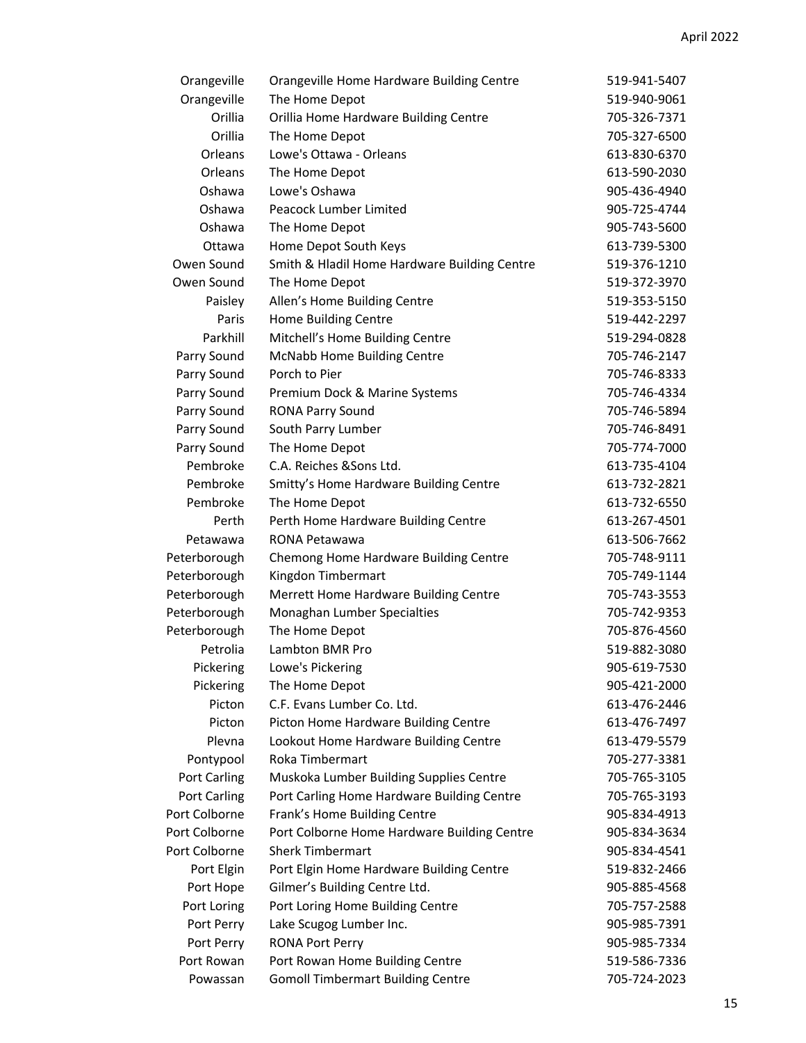| | | |
|---|---|---|
| Orangeville | Orangeville Home Hardware Building Centre | 519-941-5407 |
| Orangeville | The Home Depot | 519-940-9061 |
| Orillia | Orillia Home Hardware Building Centre | 705-326-7371 |
| Orillia | The Home Depot | 705-327-6500 |
| Orleans | Lowe's Ottawa - Orleans | 613-830-6370 |
| Orleans | The Home Depot | 613-590-2030 |
| Oshawa | Lowe's Oshawa | 905-436-4940 |
| Oshawa | Peacock Lumber Limited | 905-725-4744 |
| Oshawa | The Home Depot | 905-743-5600 |
| Ottawa | Home Depot South Keys | 613-739-5300 |
| Owen Sound | Smith & Hladil Home Hardware Building Centre | 519-376-1210 |
| Owen Sound | The Home Depot | 519-372-3970 |
| Paisley | Allen's Home Building Centre | 519-353-5150 |
| Paris | Home Building Centre | 519-442-2297 |
| Parkhill | Mitchell's Home Building Centre | 519-294-0828 |
| Parry Sound | McNabb Home Building Centre | 705-746-2147 |
| Parry Sound | Porch to Pier | 705-746-8333 |
| Parry Sound | Premium Dock & Marine Systems | 705-746-4334 |
| Parry Sound | RONA Parry Sound | 705-746-5894 |
| Parry Sound | South Parry Lumber | 705-746-8491 |
| Parry Sound | The Home Depot | 705-774-7000 |
| Pembroke | C.A. Reiches &Sons Ltd. | 613-735-4104 |
| Pembroke | Smitty's Home Hardware Building Centre | 613-732-2821 |
| Pembroke | The Home Depot | 613-732-6550 |
| Perth | Perth Home Hardware Building Centre | 613-267-4501 |
| Petawawa | RONA Petawawa | 613-506-7662 |
| Peterborough | Chemong Home Hardware Building Centre | 705-748-9111 |
| Peterborough | Kingdon Timbermart | 705-749-1144 |
| Peterborough | Merrett Home Hardware Building Centre | 705-743-3553 |
| Peterborough | Monaghan Lumber Specialties | 705-742-9353 |
| Peterborough | The Home Depot | 705-876-4560 |
| Petrolia | Lambton BMR Pro | 519-882-3080 |
| Pickering | Lowe's Pickering | 905-619-7530 |
| Pickering | The Home Depot | 905-421-2000 |
| Picton | C.F. Evans Lumber Co. Ltd. | 613-476-2446 |
| Picton | Picton Home Hardware Building Centre | 613-476-7497 |
| Plevna | Lookout Home Hardware Building Centre | 613-479-5579 |
| Pontypool | Roka Timbermart | 705-277-3381 |
| Port Carling | Muskoka Lumber Building Supplies Centre | 705-765-3105 |
| Port Carling | Port Carling Home Hardware Building Centre | 705-765-3193 |
| Port Colborne | Frank's Home Building Centre | 905-834-4913 |
| Port Colborne | Port Colborne Home Hardware Building Centre | 905-834-3634 |
| Port Colborne | Sherk Timbermart | 905-834-4541 |
| Port Elgin | Port Elgin Home Hardware Building Centre | 519-832-2466 |
| Port Hope | Gilmer's Building Centre Ltd. | 905-885-4568 |
| Port Loring | Port Loring Home Building Centre | 705-757-2588 |
| Port Perry | Lake Scugog Lumber Inc. | 905-985-7391 |
| Port Perry | RONA Port Perry | 905-985-7334 |
| Port Rowan | Port Rowan Home Building Centre | 519-586-7336 |
| Powassan | Gomoll Timbermart Building Centre | 705-724-2023 |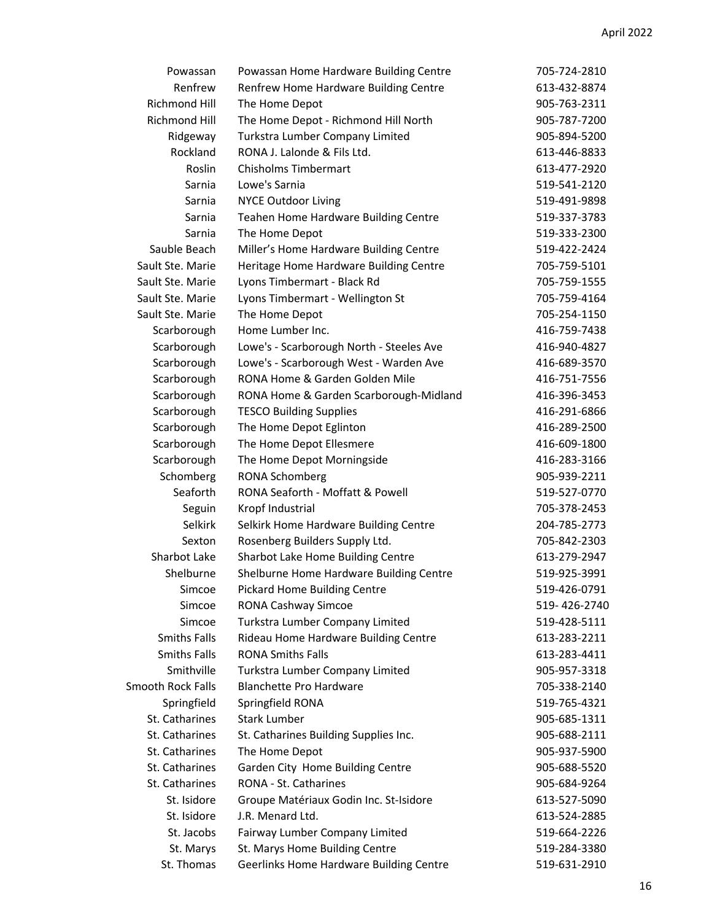| | | |
|---|---|---|
| Powassan | Powassan Home Hardware Building Centre | 705-724-2810 |
| Renfrew | Renfrew Home Hardware Building Centre | 613-432-8874 |
| Richmond Hill | The Home Depot | 905-763-2311 |
| Richmond Hill | The Home Depot - Richmond Hill North | 905-787-7200 |
| Ridgeway | Turkstra Lumber Company Limited | 905-894-5200 |
| Rockland | RONA J. Lalonde & Fils Ltd. | 613-446-8833 |
| Roslin | Chisholms Timbermart | 613-477-2920 |
| Sarnia | Lowe's Sarnia | 519-541-2120 |
| Sarnia | NYCE Outdoor Living | 519-491-9898 |
| Sarnia | Teahen Home Hardware Building Centre | 519-337-3783 |
| Sarnia | The Home Depot | 519-333-2300 |
| Sauble Beach | Miller's Home Hardware Building Centre | 519-422-2424 |
| Sault Ste. Marie | Heritage Home Hardware Building Centre | 705-759-5101 |
| Sault Ste. Marie | Lyons Timbermart - Black Rd | 705-759-1555 |
| Sault Ste. Marie | Lyons Timbermart - Wellington St | 705-759-4164 |
| Sault Ste. Marie | The Home Depot | 705-254-1150 |
| Scarborough | Home Lumber Inc. | 416-759-7438 |
| Scarborough | Lowe's - Scarborough North - Steeles Ave | 416-940-4827 |
| Scarborough | Lowe's - Scarborough West - Warden Ave | 416-689-3570 |
| Scarborough | RONA Home & Garden Golden Mile | 416-751-7556 |
| Scarborough | RONA Home & Garden Scarborough-Midland | 416-396-3453 |
| Scarborough | TESCO Building Supplies | 416-291-6866 |
| Scarborough | The Home Depot Eglinton | 416-289-2500 |
| Scarborough | The Home Depot Ellesmere | 416-609-1800 |
| Scarborough | The Home Depot Morningside | 416-283-3166 |
| Schomberg | RONA Schomberg | 905-939-2211 |
| Seaforth | RONA Seaforth - Moffatt & Powell | 519-527-0770 |
| Seguin | Kropf Industrial | 705-378-2453 |
| Selkirk | Selkirk Home Hardware Building Centre | 204-785-2773 |
| Sexton | Rosenberg Builders Supply Ltd. | 705-842-2303 |
| Sharbot Lake | Sharbot Lake Home Building Centre | 613-279-2947 |
| Shelburne | Shelburne Home Hardware Building Centre | 519-925-3991 |
| Simcoe | Pickard Home Building Centre | 519-426-0791 |
| Simcoe | RONA Cashway Simcoe | 519- 426-2740 |
| Simcoe | Turkstra Lumber Company Limited | 519-428-5111 |
| Smiths Falls | Rideau Home Hardware Building Centre | 613-283-2211 |
| Smiths Falls | RONA Smiths Falls | 613-283-4411 |
| Smithville | Turkstra Lumber Company Limited | 905-957-3318 |
| Smooth Rock Falls | Blanchette Pro Hardware | 705-338-2140 |
| Springfield | Springfield RONA | 519-765-4321 |
| St. Catharines | Stark Lumber | 905-685-1311 |
| St. Catharines | St. Catharines Building Supplies Inc. | 905-688-2111 |
| St. Catharines | The Home Depot | 905-937-5900 |
| St. Catharines | Garden City Home Building Centre | 905-688-5520 |
| St. Catharines | RONA - St. Catharines | 905-684-9264 |
| St. Isidore | Groupe Matériaux Godin Inc. St-Isidore | 613-527-5090 |
| St. Isidore | J.R. Menard Ltd. | 613-524-2885 |
| St. Jacobs | Fairway Lumber Company Limited | 519-664-2226 |
| St. Marys | St. Marys Home Building Centre | 519-284-3380 |
| St. Thomas | Geerlinks Home Hardware Building Centre | 519-631-2910 |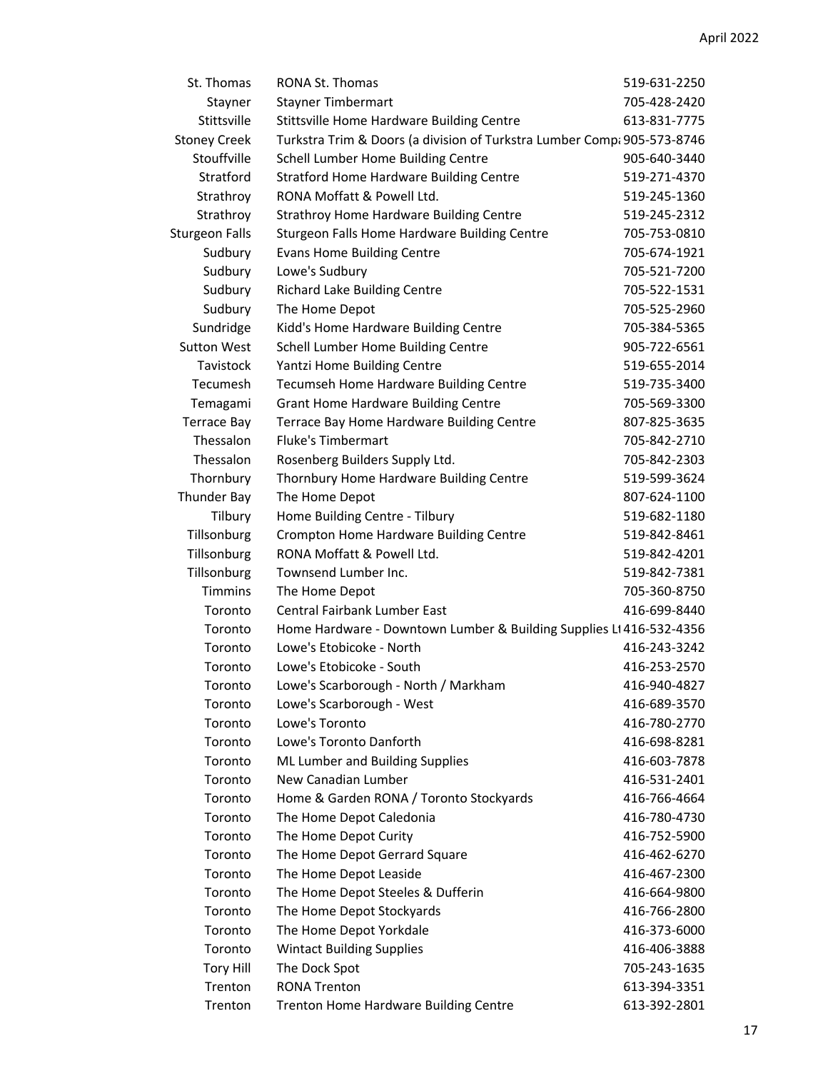| | | |
|---|---|---|
| St. Thomas | RONA St. Thomas | 519-631-2250 |
| Stayner | Stayner Timbermart | 705-428-2420 |
| Stittsville | Stittsville Home Hardware Building Centre | 613-831-7775 |
| Stoney Creek | Turkstra Trim & Doors (a division of Turkstra Lumber Comp | 905-573-8746 |
| Stouffville | Schell Lumber Home Building Centre | 905-640-3440 |
| Stratford | Stratford Home Hardware Building Centre | 519-271-4370 |
| Strathroy | RONA Moffatt & Powell Ltd. | 519-245-1360 |
| Strathroy | Strathroy Home Hardware Building Centre | 519-245-2312 |
| Sturgeon Falls | Sturgeon Falls Home Hardware Building Centre | 705-753-0810 |
| Sudbury | Evans Home Building Centre | 705-674-1921 |
| Sudbury | Lowe's Sudbury | 705-521-7200 |
| Sudbury | Richard Lake Building Centre | 705-522-1531 |
| Sudbury | The Home Depot | 705-525-2960 |
| Sundridge | Kidd's Home Hardware Building Centre | 705-384-5365 |
| Sutton West | Schell Lumber Home Building Centre | 905-722-6561 |
| Tavistock | Yantzi Home Building Centre | 519-655-2014 |
| Tecumesh | Tecumseh Home Hardware Building Centre | 519-735-3400 |
| Temagami | Grant Home Hardware Building Centre | 705-569-3300 |
| Terrace Bay | Terrace Bay Home Hardware Building Centre | 807-825-3635 |
| Thessalon | Fluke's Timbermart | 705-842-2710 |
| Thessalon | Rosenberg Builders Supply Ltd. | 705-842-2303 |
| Thornbury | Thornbury Home Hardware Building Centre | 519-599-3624 |
| Thunder Bay | The Home Depot | 807-624-1100 |
| Tilbury | Home Building Centre - Tilbury | 519-682-1180 |
| Tillsonburg | Crompton Home Hardware Building Centre | 519-842-8461 |
| Tillsonburg | RONA Moffatt & Powell Ltd. | 519-842-4201 |
| Tillsonburg | Townsend Lumber Inc. | 519-842-7381 |
| Timmins | The Home Depot | 705-360-8750 |
| Toronto | Central Fairbank Lumber East | 416-699-8440 |
| Toronto | Home Hardware - Downtown Lumber & Building Supplies L | 416-532-4356 |
| Toronto | Lowe's Etobicoke - North | 416-243-3242 |
| Toronto | Lowe's Etobicoke - South | 416-253-2570 |
| Toronto | Lowe's Scarborough - North / Markham | 416-940-4827 |
| Toronto | Lowe's Scarborough - West | 416-689-3570 |
| Toronto | Lowe's Toronto | 416-780-2770 |
| Toronto | Lowe's Toronto Danforth | 416-698-8281 |
| Toronto | ML Lumber and Building Supplies | 416-603-7878 |
| Toronto | New Canadian Lumber | 416-531-2401 |
| Toronto | Home & Garden RONA / Toronto Stockyards | 416-766-4664 |
| Toronto | The Home Depot Caledonia | 416-780-4730 |
| Toronto | The Home Depot Curity | 416-752-5900 |
| Toronto | The Home Depot Gerrard Square | 416-462-6270 |
| Toronto | The Home Depot Leaside | 416-467-2300 |
| Toronto | The Home Depot Steeles & Dufferin | 416-664-9800 |
| Toronto | The Home Depot Stockyards | 416-766-2800 |
| Toronto | The Home Depot Yorkdale | 416-373-6000 |
| Toronto | Wintact Building Supplies | 416-406-3888 |
| Tory Hill | The Dock Spot | 705-243-1635 |
| Trenton | RONA Trenton | 613-394-3351 |
| Trenton | Trenton Home Hardware Building Centre | 613-392-2801 |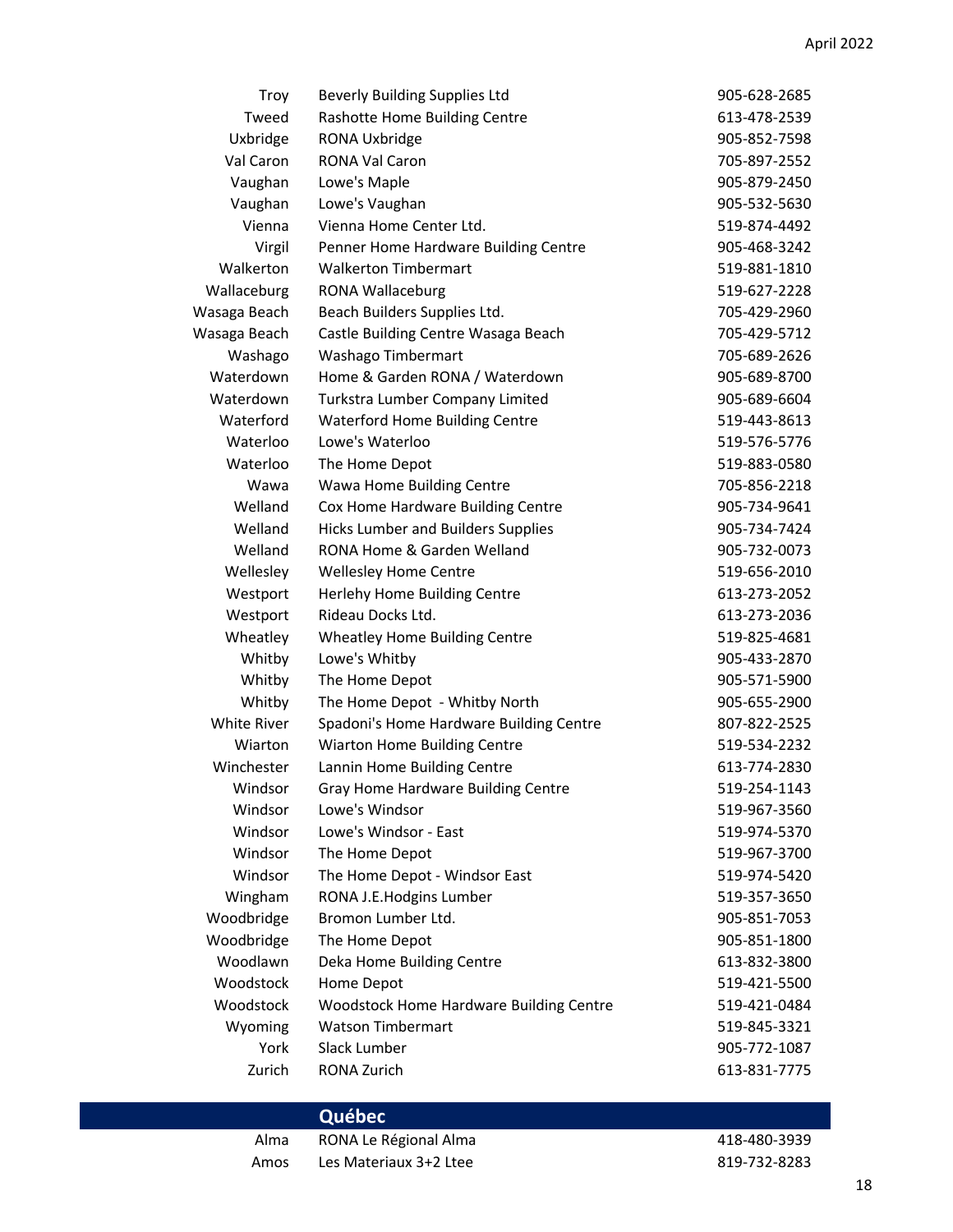| | | |
|---|---|---|
| Troy | Beverly Building Supplies Ltd | 905-628-2685 |
| Tweed | Rashotte Home Building Centre | 613-478-2539 |
| Uxbridge | RONA Uxbridge | 905-852-7598 |
| Val Caron | RONA Val Caron | 705-897-2552 |
| Vaughan | Lowe's Maple | 905-879-2450 |
| Vaughan | Lowe's Vaughan | 905-532-5630 |
| Vienna | Vienna Home Center Ltd. | 519-874-4492 |
| Virgil | Penner Home Hardware Building Centre | 905-468-3242 |
| Walkerton | Walkerton Timbermart | 519-881-1810 |
| Wallaceburg | RONA Wallaceburg | 519-627-2228 |
| Wasaga Beach | Beach Builders Supplies Ltd. | 705-429-2960 |
| Wasaga Beach | Castle Building Centre Wasaga Beach | 705-429-5712 |
| Washago | Washago Timbermart | 705-689-2626 |
| Waterdown | Home & Garden RONA / Waterdown | 905-689-8700 |
| Waterdown | Turkstra Lumber Company Limited | 905-689-6604 |
| Waterford | Waterford Home Building Centre | 519-443-8613 |
| Waterloo | Lowe's Waterloo | 519-576-5776 |
| Waterloo | The Home Depot | 519-883-0580 |
| Wawa | Wawa Home Building Centre | 705-856-2218 |
| Welland | Cox Home Hardware Building Centre | 905-734-9641 |
| Welland | Hicks Lumber and Builders Supplies | 905-734-7424 |
| Welland | RONA Home & Garden Welland | 905-732-0073 |
| Wellesley | Wellesley Home Centre | 519-656-2010 |
| Westport | Herlehy Home Building Centre | 613-273-2052 |
| Westport | Rideau Docks Ltd. | 613-273-2036 |
| Wheatley | Wheatley Home Building Centre | 519-825-4681 |
| Whitby | Lowe's Whitby | 905-433-2870 |
| Whitby | The Home Depot | 905-571-5900 |
| Whitby | The Home Depot - Whitby North | 905-655-2900 |
| White River | Spadoni's Home Hardware Building Centre | 807-822-2525 |
| Wiarton | Wiarton Home Building Centre | 519-534-2232 |
| Winchester | Lannin Home Building Centre | 613-774-2830 |
| Windsor | Gray Home Hardware Building Centre | 519-254-1143 |
| Windsor | Lowe's Windsor | 519-967-3560 |
| Windsor | Lowe's Windsor - East | 519-974-5370 |
| Windsor | The Home Depot | 519-967-3700 |
| Windsor | The Home Depot - Windsor East | 519-974-5420 |
| Wingham | RONA J.E.Hodgins Lumber | 519-357-3650 |
| Woodbridge | Bromon Lumber Ltd. | 905-851-7053 |
| Woodbridge | The Home Depot | 905-851-1800 |
| Woodlawn | Deka Home Building Centre | 613-832-3800 |
| Woodstock | Home Depot | 519-421-5500 |
| Woodstock | Woodstock Home Hardware Building Centre | 519-421-0484 |
| Wyoming | Watson Timbermart | 519-845-3321 |
| York | Slack Lumber | 905-772-1087 |
| Zurich | RONA Zurich | 613-831-7775 |

## Québec

| | | |
|---|---|---|
| Alma | RONA Le Régional Alma | 418-480-3939 |
| Amos | Les Materiaux 3+2 Ltee | 819-732-8283 |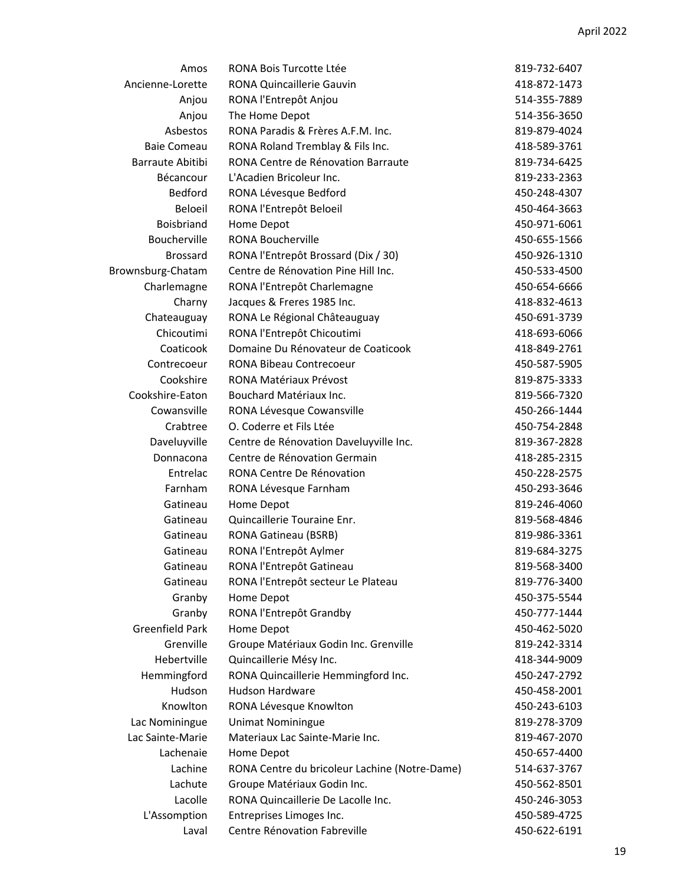| | | |
|---|---|---|
| Amos | RONA Bois Turcotte Ltée | 819-732-6407 |
| Ancienne-Lorette | RONA Quincaillerie Gauvin | 418-872-1473 |
| Anjou | RONA l'Entrepôt Anjou | 514-355-7889 |
| Anjou | The Home Depot | 514-356-3650 |
| Asbestos | RONA Paradis & Frères A.F.M. Inc. | 819-879-4024 |
| Baie Comeau | RONA Roland Tremblay & Fils Inc. | 418-589-3761 |
| Barraute Abitibi | RONA Centre de Rénovation Barraute | 819-734-6425 |
| Bécancour | L'Acadien Bricoleur Inc. | 819-233-2363 |
| Bedford | RONA Lévesque Bedford | 450-248-4307 |
| Beloeil | RONA l'Entrepôt Beloeil | 450-464-3663 |
| Boisbriand | Home Depot | 450-971-6061 |
| Boucherville | RONA Boucherville | 450-655-1566 |
| Brossard | RONA l'Entrepôt Brossard (Dix / 30) | 450-926-1310 |
| Brownsburg-Chatam | Centre de Rénovation Pine Hill Inc. | 450-533-4500 |
| Charlemagne | RONA l'Entrepôt Charlemagne | 450-654-6666 |
| Charny | Jacques & Freres 1985 Inc. | 418-832-4613 |
| Chateauguay | RONA Le Régional Châteauguay | 450-691-3739 |
| Chicoutimi | RONA l'Entrepôt Chicoutimi | 418-693-6066 |
| Coaticook | Domaine Du Rénovateur de Coaticook | 418-849-2761 |
| Contrecoeur | RONA Bibeau Contrecoeur | 450-587-5905 |
| Cookshire | RONA Matériaux Prévost | 819-875-3333 |
| Cookshire-Eaton | Bouchard Matériaux Inc. | 819-566-7320 |
| Cowansville | RONA Lévesque Cowansville | 450-266-1444 |
| Crabtree | O. Coderre et Fils Ltée | 450-754-2848 |
| Daveluyville | Centre de Rénovation Daveluyville Inc. | 819-367-2828 |
| Donnacona | Centre de Rénovation Germain | 418-285-2315 |
| Entrelac | RONA Centre De Rénovation | 450-228-2575 |
| Farnham | RONA Lévesque Farnham | 450-293-3646 |
| Gatineau | Home Depot | 819-246-4060 |
| Gatineau | Quincaillerie Touraine Enr. | 819-568-4846 |
| Gatineau | RONA Gatineau (BSRB) | 819-986-3361 |
| Gatineau | RONA l'Entrepôt Aylmer | 819-684-3275 |
| Gatineau | RONA l'Entrepôt Gatineau | 819-568-3400 |
| Gatineau | RONA l'Entrepôt secteur Le Plateau | 819-776-3400 |
| Granby | Home Depot | 450-375-5544 |
| Granby | RONA l'Entrepôt Grandby | 450-777-1444 |
| Greenfield Park | Home Depot | 450-462-5020 |
| Grenville | Groupe Matériaux Godin Inc. Grenville | 819-242-3314 |
| Hebertville | Quincaillerie Mésy Inc. | 418-344-9009 |
| Hemmingford | RONA Quincaillerie Hemmingford Inc. | 450-247-2792 |
| Hudson | Hudson Hardware | 450-458-2001 |
| Knowlton | RONA Lévesque Knowlton | 450-243-6103 |
| Lac Nominingue | Unimat Nominingue | 819-278-3709 |
| Lac Sainte-Marie | Materiaux Lac Sainte-Marie Inc. | 819-467-2070 |
| Lachenaie | Home Depot | 450-657-4400 |
| Lachine | RONA Centre du bricoleur Lachine (Notre-Dame) | 514-637-3767 |
| Lachute | Groupe Matériaux Godin Inc. | 450-562-8501 |
| Lacolle | RONA Quincaillerie De Lacolle Inc. | 450-246-3053 |
| L'Assomption | Entreprises Limoges Inc. | 450-589-4725 |
| Laval | Centre Rénovation Fabreville | 450-622-6191 |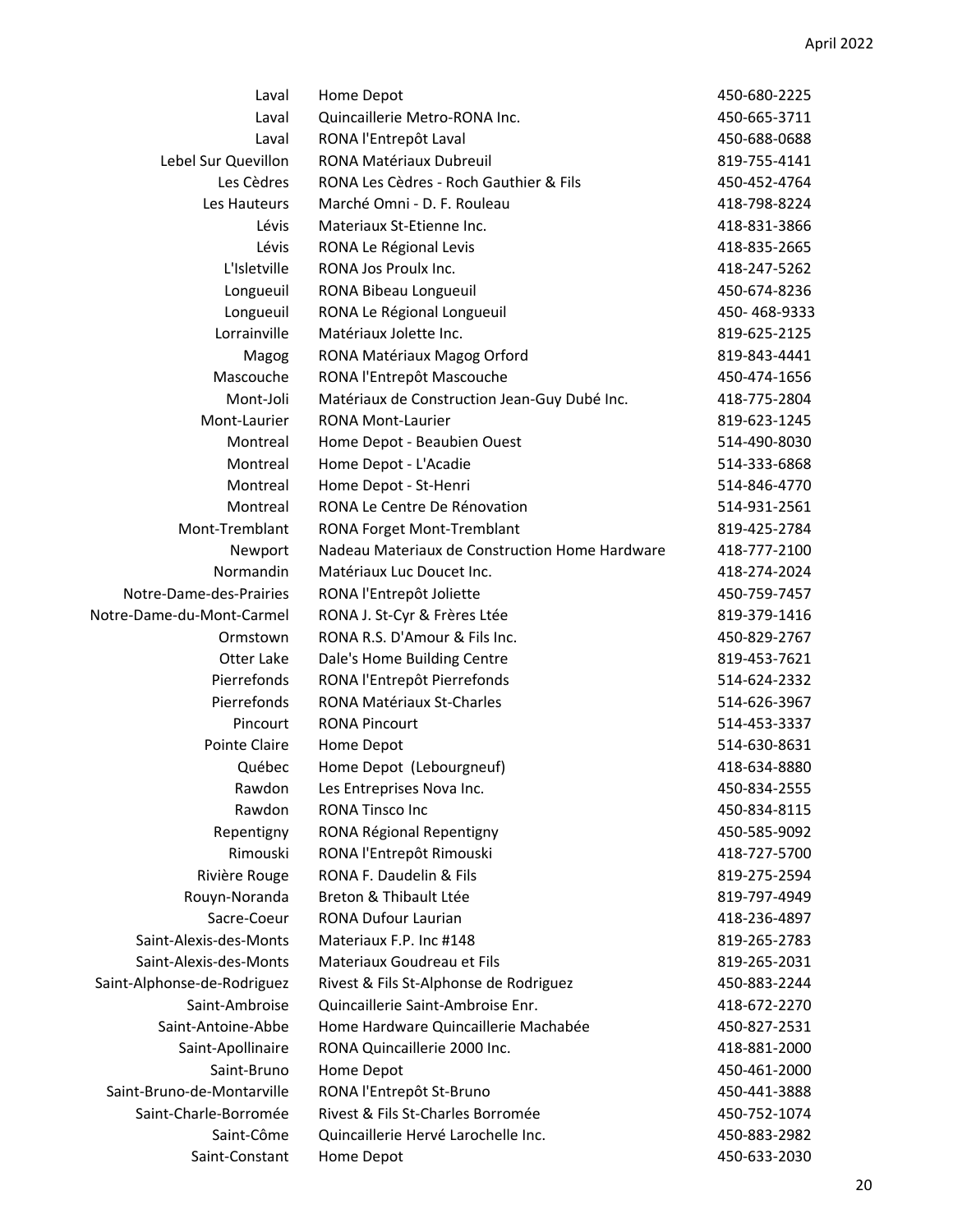| | | |
|---|---|---|
| Laval | Home Depot | 450-680-2225 |
| Laval | Quincaillerie Metro-RONA Inc. | 450-665-3711 |
| Laval | RONA l'Entrepôt Laval | 450-688-0688 |
| Lebel Sur Quevillon | RONA Matériaux Dubreuil | 819-755-4141 |
| Les Cèdres | RONA Les Cèdres - Roch Gauthier & Fils | 450-452-4764 |
| Les Hauteurs | Marché Omni - D. F. Rouleau | 418-798-8224 |
| Lévis | Materiaux St-Etienne Inc. | 418-831-3866 |
| Lévis | RONA Le Régional Levis | 418-835-2665 |
| L'Isletville | RONA Jos Proulx Inc. | 418-247-5262 |
| Longueuil | RONA Bibeau Longueuil | 450-674-8236 |
| Longueuil | RONA Le Régional Longueuil | 450- 468-9333 |
| Lorrainville | Matériaux Jolette Inc. | 819-625-2125 |
| Magog | RONA Matériaux Magog Orford | 819-843-4441 |
| Mascouche | RONA l'Entrepôt Mascouche | 450-474-1656 |
| Mont-Joli | Matériaux de Construction Jean-Guy Dubé Inc. | 418-775-2804 |
| Mont-Laurier | RONA Mont-Laurier | 819-623-1245 |
| Montreal | Home Depot - Beaubien Ouest | 514-490-8030 |
| Montreal | Home Depot - L'Acadie | 514-333-6868 |
| Montreal | Home Depot - St-Henri | 514-846-4770 |
| Montreal | RONA Le Centre De Rénovation | 514-931-2561 |
| Mont-Tremblant | RONA Forget Mont-Tremblant | 819-425-2784 |
| Newport | Nadeau Materiaux de Construction Home Hardware | 418-777-2100 |
| Normandin | Matériaux Luc Doucet Inc. | 418-274-2024 |
| Notre-Dame-des-Prairies | RONA l'Entrepôt Joliette | 450-759-7457 |
| Notre-Dame-du-Mont-Carmel | RONA J. St-Cyr & Frères Ltée | 819-379-1416 |
| Ormstown | RONA R.S. D'Amour & Fils Inc. | 450-829-2767 |
| Otter Lake | Dale's Home Building Centre | 819-453-7621 |
| Pierrefonds | RONA l'Entrepôt Pierrefonds | 514-624-2332 |
| Pierrefonds | RONA Matériaux St-Charles | 514-626-3967 |
| Pincourt | RONA Pincourt | 514-453-3337 |
| Pointe Claire | Home Depot | 514-630-8631 |
| Québec | Home Depot (Lebourgneuf) | 418-634-8880 |
| Rawdon | Les Entreprises Nova Inc. | 450-834-2555 |
| Rawdon | RONA Tinsco Inc | 450-834-8115 |
| Repentigny | RONA Régional Repentigny | 450-585-9092 |
| Rimouski | RONA l'Entrepôt Rimouski | 418-727-5700 |
| Rivière Rouge | RONA F. Daudelin & Fils | 819-275-2594 |
| Rouyn-Noranda | Breton & Thibault Ltée | 819-797-4949 |
| Sacre-Coeur | RONA Dufour Laurian | 418-236-4897 |
| Saint-Alexis-des-Monts | Materiaux F.P. Inc #148 | 819-265-2783 |
| Saint-Alexis-des-Monts | Materiaux Goudreau et Fils | 819-265-2031 |
| Saint-Alphonse-de-Rodriguez | Rivest & Fils St-Alphonse de Rodriguez | 450-883-2244 |
| Saint-Ambroise | Quincaillerie Saint-Ambroise Enr. | 418-672-2270 |
| Saint-Antoine-Abbe | Home Hardware Quincaillerie Machabée | 450-827-2531 |
| Saint-Apollinaire | RONA Quincaillerie 2000 Inc. | 418-881-2000 |
| Saint-Bruno | Home Depot | 450-461-2000 |
| Saint-Bruno-de-Montarville | RONA l'Entrepôt St-Bruno | 450-441-3888 |
| Saint-Charle-Borromée | Rivest & Fils St-Charles Borromée | 450-752-1074 |
| Saint-Côme | Quincaillerie Hervé Larochelle Inc. | 450-883-2982 |
| Saint-Constant | Home Depot | 450-633-2030 |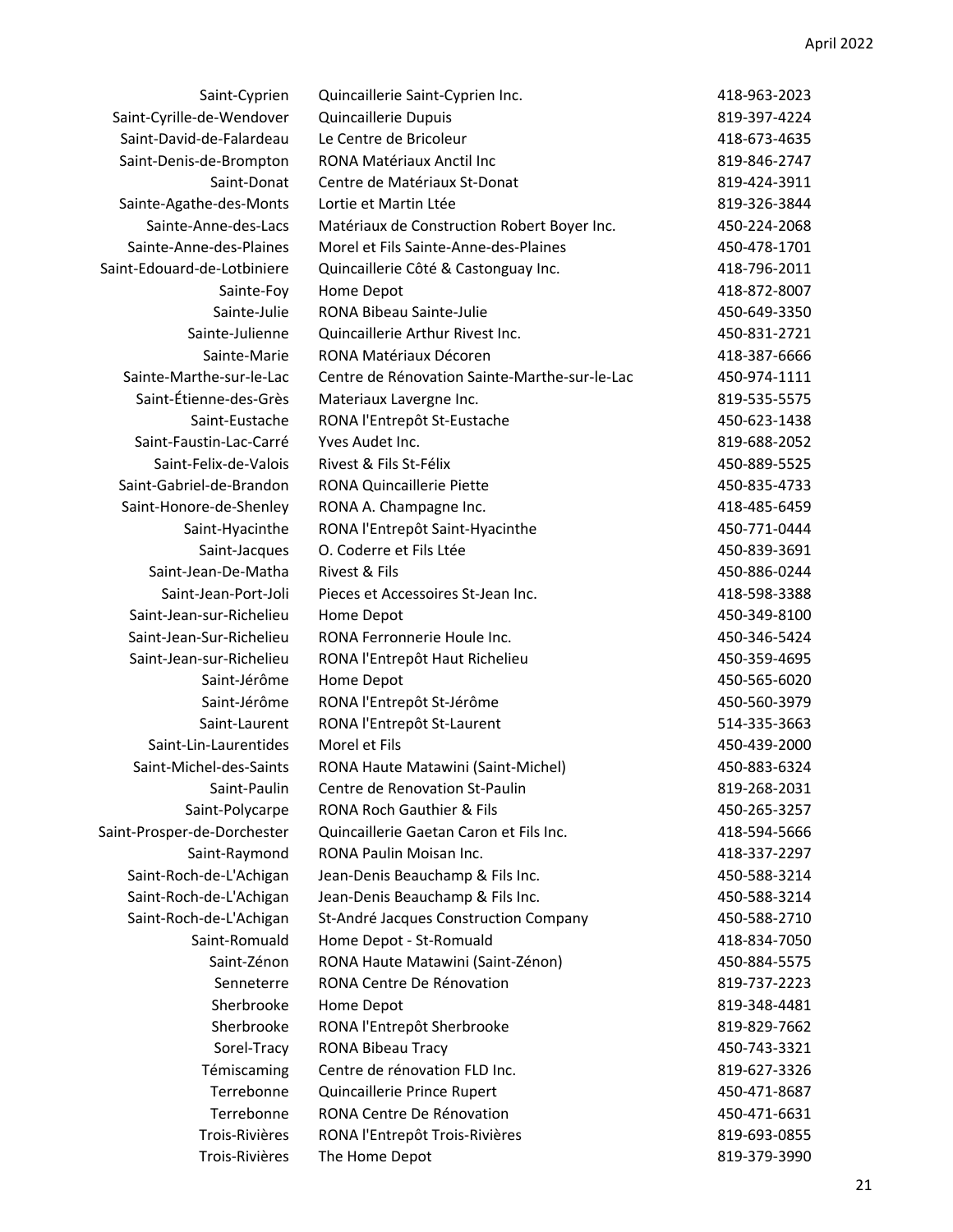| | | |
|---|---|---|
| Saint-Cyprien | Quincaillerie Saint-Cyprien Inc. | 418-963-2023 |
| Saint-Cyrille-de-Wendover | Quincaillerie Dupuis | 819-397-4224 |
| Saint-David-de-Falardeau | Le Centre de Bricoleur | 418-673-4635 |
| Saint-Denis-de-Brompton | RONA Matériaux Anctil Inc | 819-846-2747 |
| Saint-Donat | Centre de Matériaux St-Donat | 819-424-3911 |
| Sainte-Agathe-des-Monts | Lortie et Martin Ltée | 819-326-3844 |
| Sainte-Anne-des-Lacs | Matériaux de Construction Robert Boyer Inc. | 450-224-2068 |
| Sainte-Anne-des-Plaines | Morel et Fils Sainte-Anne-des-Plaines | 450-478-1701 |
| Saint-Edouard-de-Lotbiniere | Quincaillerie Côté & Castonguay Inc. | 418-796-2011 |
| Sainte-Foy | Home Depot | 418-872-8007 |
| Sainte-Julie | RONA Bibeau Sainte-Julie | 450-649-3350 |
| Sainte-Julienne | Quincaillerie Arthur Rivest Inc. | 450-831-2721 |
| Sainte-Marie | RONA Matériaux Décoren | 418-387-6666 |
| Sainte-Marthe-sur-le-Lac | Centre de Rénovation Sainte-Marthe-sur-le-Lac | 450-974-1111 |
| Saint-Étienne-des-Grès | Materiaux Lavergne Inc. | 819-535-5575 |
| Saint-Eustache | RONA l'Entrepôt St-Eustache | 450-623-1438 |
| Saint-Faustin-Lac-Carré | Yves Audet Inc. | 819-688-2052 |
| Saint-Felix-de-Valois | Rivest & Fils St-Félix | 450-889-5525 |
| Saint-Gabriel-de-Brandon | RONA Quincaillerie Piette | 450-835-4733 |
| Saint-Honore-de-Shenley | RONA A. Champagne Inc. | 418-485-6459 |
| Saint-Hyacinthe | RONA l'Entrepôt Saint-Hyacinthe | 450-771-0444 |
| Saint-Jacques | O. Coderre et Fils Ltée | 450-839-3691 |
| Saint-Jean-De-Matha | Rivest & Fils | 450-886-0244 |
| Saint-Jean-Port-Joli | Pieces et Accessoires St-Jean Inc. | 418-598-3388 |
| Saint-Jean-sur-Richelieu | Home Depot | 450-349-8100 |
| Saint-Jean-Sur-Richelieu | RONA Ferronnerie Houle Inc. | 450-346-5424 |
| Saint-Jean-sur-Richelieu | RONA l'Entrepôt Haut Richelieu | 450-359-4695 |
| Saint-Jérôme | Home Depot | 450-565-6020 |
| Saint-Jérôme | RONA l'Entrepôt St-Jérôme | 450-560-3979 |
| Saint-Laurent | RONA l'Entrepôt St-Laurent | 514-335-3663 |
| Saint-Lin-Laurentides | Morel et Fils | 450-439-2000 |
| Saint-Michel-des-Saints | RONA Haute Matawini (Saint-Michel) | 450-883-6324 |
| Saint-Paulin | Centre de Renovation St-Paulin | 819-268-2031 |
| Saint-Polycarpe | RONA Roch Gauthier & Fils | 450-265-3257 |
| Saint-Prosper-de-Dorchester | Quincaillerie Gaetan Caron et Fils Inc. | 418-594-5666 |
| Saint-Raymond | RONA Paulin Moisan Inc. | 418-337-2297 |
| Saint-Roch-de-L'Achigan | Jean-Denis Beauchamp & Fils Inc. | 450-588-3214 |
| Saint-Roch-de-L'Achigan | Jean-Denis Beauchamp & Fils Inc. | 450-588-3214 |
| Saint-Roch-de-L'Achigan | St-André Jacques Construction Company | 450-588-2710 |
| Saint-Romuald | Home Depot - St-Romuald | 418-834-7050 |
| Saint-Zénon | RONA Haute Matawini (Saint-Zénon) | 450-884-5575 |
| Senneterre | RONA Centre De Rénovation | 819-737-2223 |
| Sherbrooke | Home Depot | 819-348-4481 |
| Sherbrooke | RONA l'Entrepôt Sherbrooke | 819-829-7662 |
| Sorel-Tracy | RONA Bibeau Tracy | 450-743-3321 |
| Témiscaming | Centre de rénovation FLD Inc. | 819-627-3326 |
| Terrebonne | Quincaillerie Prince Rupert | 450-471-8687 |
| Terrebonne | RONA Centre De Rénovation | 450-471-6631 |
| Trois-Rivières | RONA l'Entrepôt Trois-Rivières | 819-693-0855 |
| Trois-Rivières | The Home Depot | 819-379-3990 |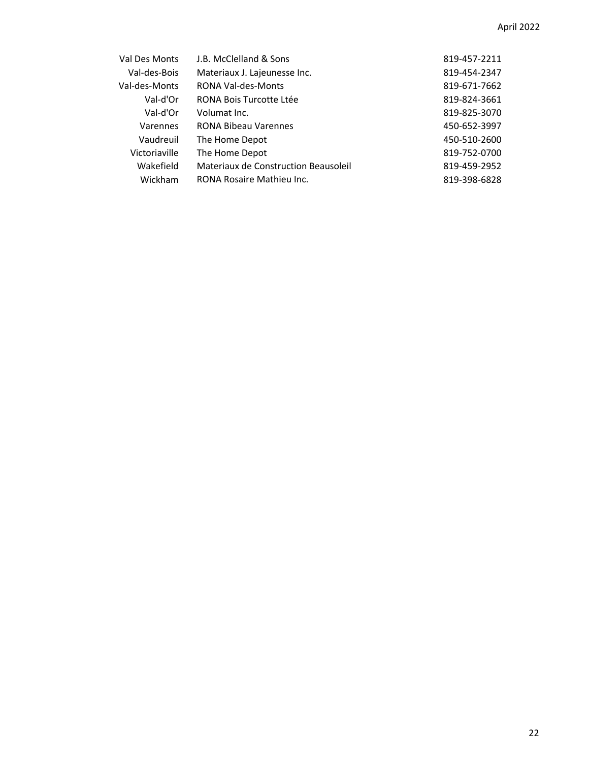| | | |
|---|---|---|
| Val Des Monts | J.B. McClelland & Sons | 819-457-2211 |
| Val-des-Bois | Materiaux J. Lajeunesse Inc. | 819-454-2347 |
| Val-des-Monts | RONA Val-des-Monts | 819-671-7662 |
| Val-d'Or | RONA Bois Turcotte Ltée | 819-824-3661 |
| Val-d'Or | Volumat Inc. | 819-825-3070 |
| Varennes | RONA Bibeau Varennes | 450-652-3997 |
| Vaudreuil | The Home Depot | 450-510-2600 |
| Victoriaville | The Home Depot | 819-752-0700 |
| Wakefield | Materiaux de Construction Beausoleil | 819-459-2952 |
| Wickham | RONA Rosaire Mathieu Inc. | 819-398-6828 |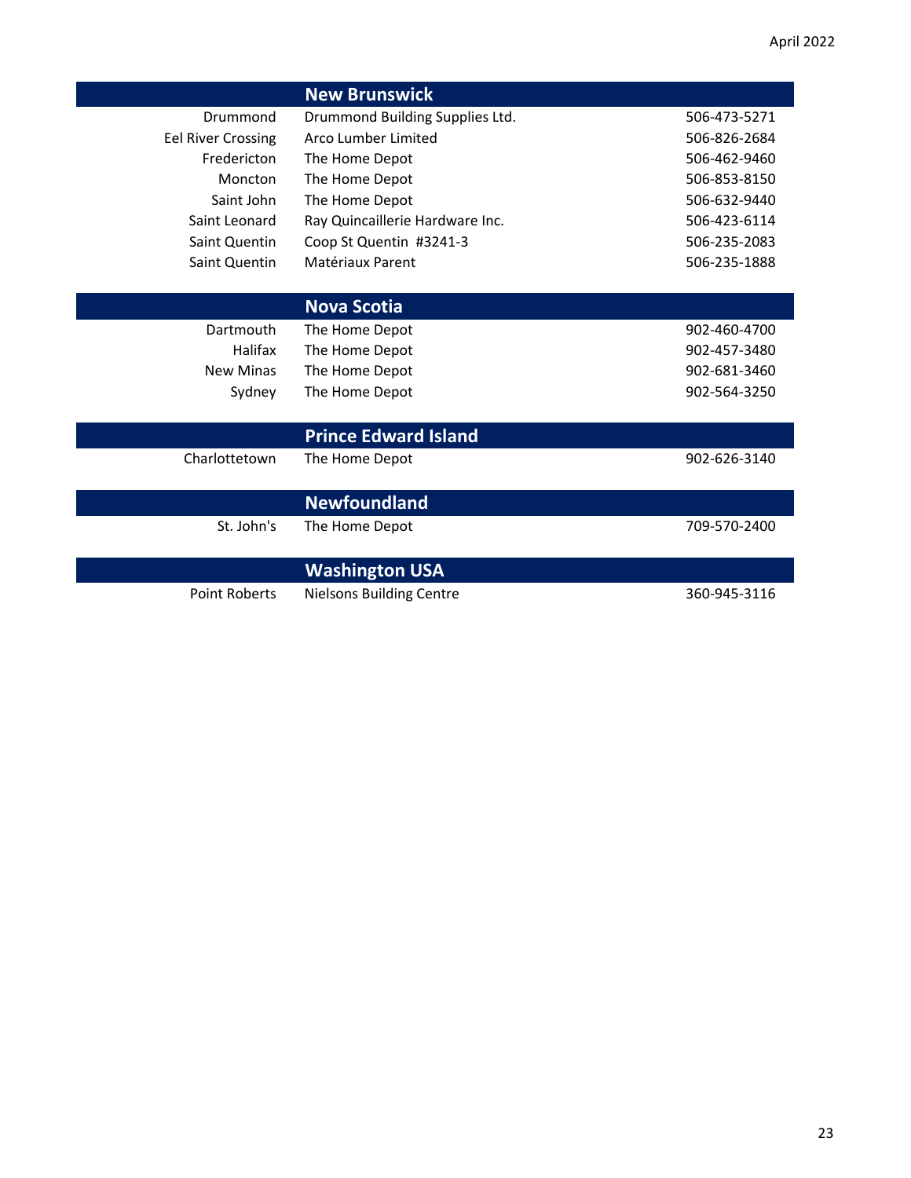| | New Brunswick | |
|---|---|---|
| Drummond | Drummond Building Supplies Ltd. | 506-473-5271 |
| Eel River Crossing | Arco Lumber Limited | 506-826-2684 |
| Fredericton | The Home Depot | 506-462-9460 |
| Moncton | The Home Depot | 506-853-8150 |
| Saint John | The Home Depot | 506-632-9440 |
| Saint Leonard | Ray Quincaillerie Hardware Inc. | 506-423-6114 |
| Saint Quentin | Coop St Quentin #3241-3 | 506-235-2083 |
| Saint Quentin | Matériaux Parent | 506-235-1888 |

| | Nova Scotia | |
|---|---|---|
| Dartmouth | The Home Depot | 902-460-4700 |
| Halifax | The Home Depot | 902-457-3480 |
| New Minas | The Home Depot | 902-681-3460 |
| Sydney | The Home Depot | 902-564-3250 |

| | Prince Edward Island | |
|---|---|---|
| Charlottetown | The Home Depot | 902-626-3140 |

| | Newfoundland | |
|---|---|---|
| St. John's | The Home Depot | 709-570-2400 |

| | Washington USA | |
|---|---|---|
| Point Roberts | Nielsons Building Centre | 360-945-3116 |